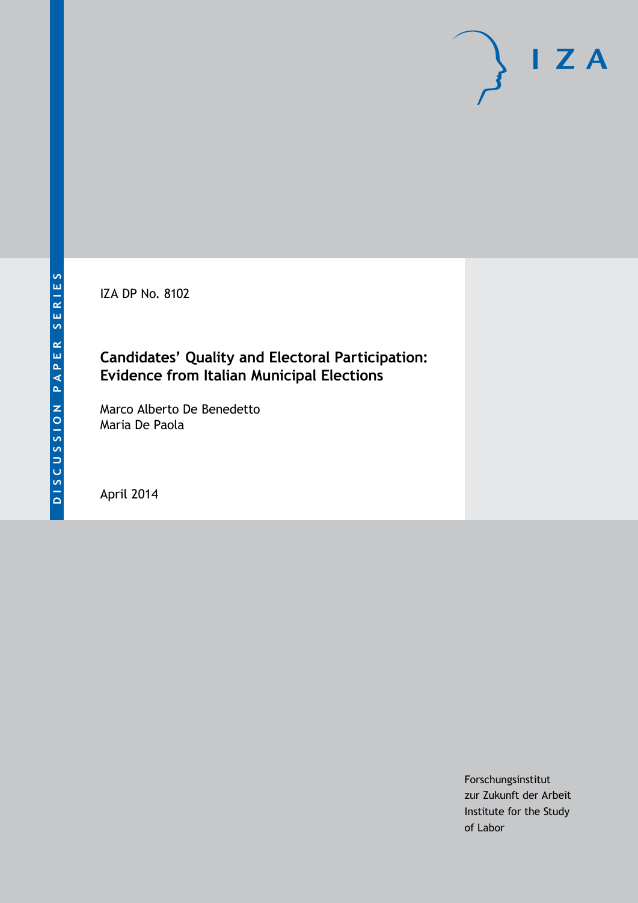DISCUSSION PAPER SERIES

IZA

IZA DP No. 8102

# Candidates' Quality and Electoral Participation: Evidence from Italian Municipal Elections

Marco Alberto De Benedetto
Maria De Paola

April 2014

Forschungsinstitut
zur Zukunft der Arbeit
Institute for the Study
of Labor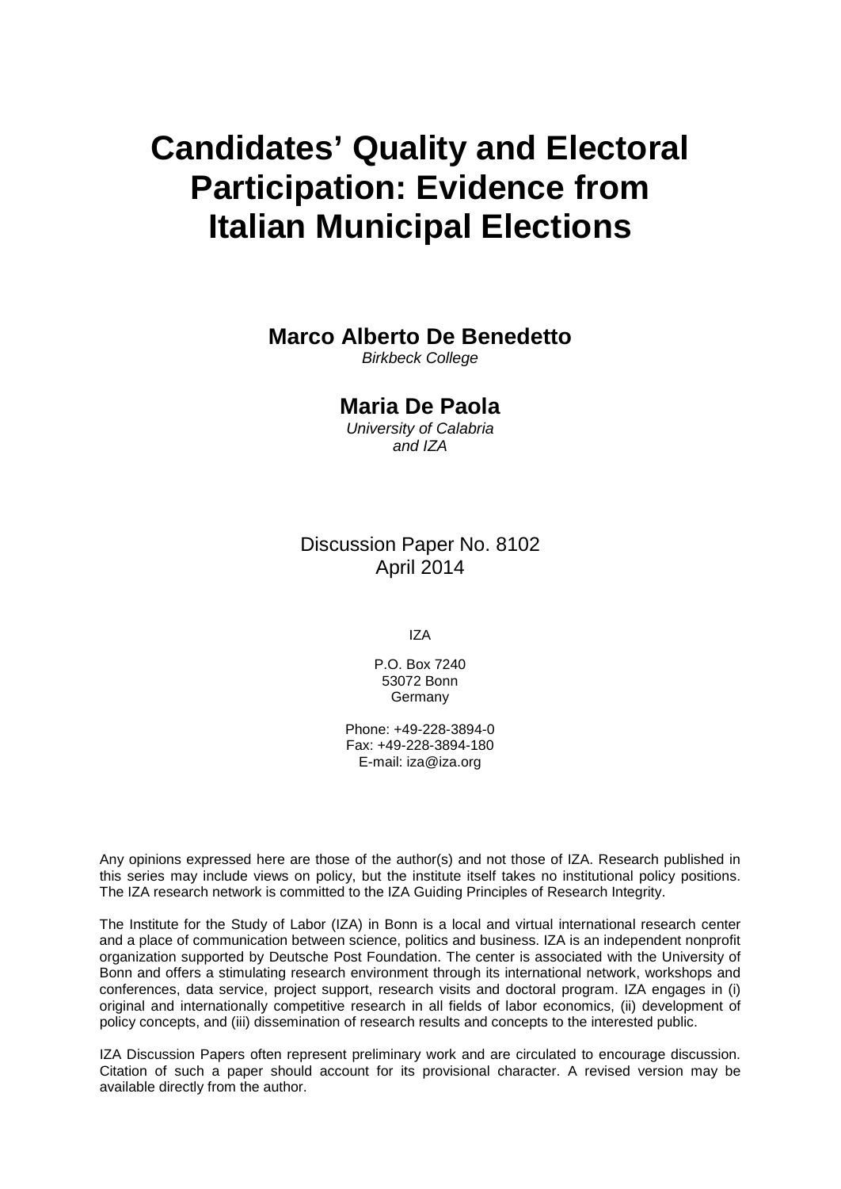# Candidates' Quality and Electoral Participation: Evidence from Italian Municipal Elections

**Marco Alberto De Benedetto**
*Birkbeck College*

**Maria De Paola**
*University of Calabria and IZA*

Discussion Paper No. 8102
April 2014

IZA

P.O. Box 7240
53072 Bonn
Germany

Phone: +49-228-3894-0
Fax: +49-228-3894-180
E-mail: iza@iza.org

Any opinions expressed here are those of the author(s) and not those of IZA. Research published in this series may include views on policy, but the institute itself takes no institutional policy positions. The IZA research network is committed to the IZA Guiding Principles of Research Integrity.

The Institute for the Study of Labor (IZA) in Bonn is a local and virtual international research center and a place of communication between science, politics and business. IZA is an independent nonprofit organization supported by Deutsche Post Foundation. The center is associated with the University of Bonn and offers a stimulating research environment through its international network, workshops and conferences, data service, project support, research visits and doctoral program. IZA engages in (i) original and internationally competitive research in all fields of labor economics, (ii) development of policy concepts, and (iii) dissemination of research results and concepts to the interested public.

IZA Discussion Papers often represent preliminary work and are circulated to encourage discussion. Citation of such a paper should account for its provisional character. A revised version may be available directly from the author.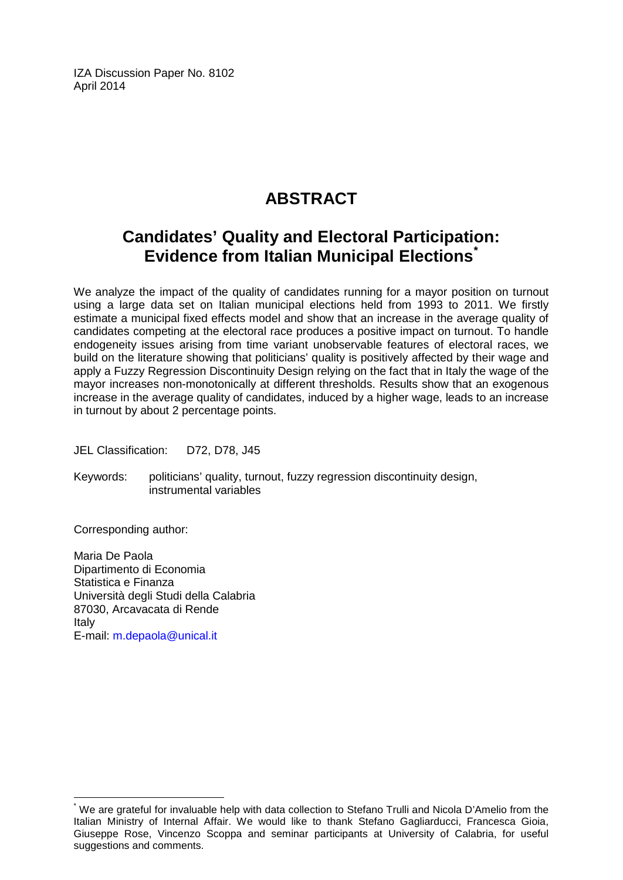IZA Discussion Paper No. 8102
April 2014

# ABSTRACT

## Candidates' Quality and Electoral Participation: Evidence from Italian Municipal Elections*

We analyze the impact of the quality of candidates running for a mayor position on turnout using a large data set on Italian municipal elections held from 1993 to 2011. We firstly estimate a municipal fixed effects model and show that an increase in the average quality of candidates competing at the electoral race produces a positive impact on turnout. To handle endogeneity issues arising from time variant unobservable features of electoral races, we build on the literature showing that politicians' quality is positively affected by their wage and apply a Fuzzy Regression Discontinuity Design relying on the fact that in Italy the wage of the mayor increases non-monotonically at different thresholds. Results show that an exogenous increase in the average quality of candidates, induced by a higher wage, leads to an increase in turnout by about 2 percentage points.

JEL Classification: D72, D78, J45

Keywords: politicians' quality, turnout, fuzzy regression discontinuity design, instrumental variables

Corresponding author:

Maria De Paola
Dipartimento di Economia
Statistica e Finanza
Università degli Studi della Calabria
87030, Arcavacata di Rende
Italy
E-mail: m.depaola@unical.it

---

* We are grateful for invaluable help with data collection to Stefano Trulli and Nicola D'Amelio from the Italian Ministry of Internal Affair. We would like to thank Stefano Gagliarducci, Francesca Gioia, Giuseppe Rose, Vincenzo Scoppa and seminar participants at University of Calabria, for useful suggestions and comments.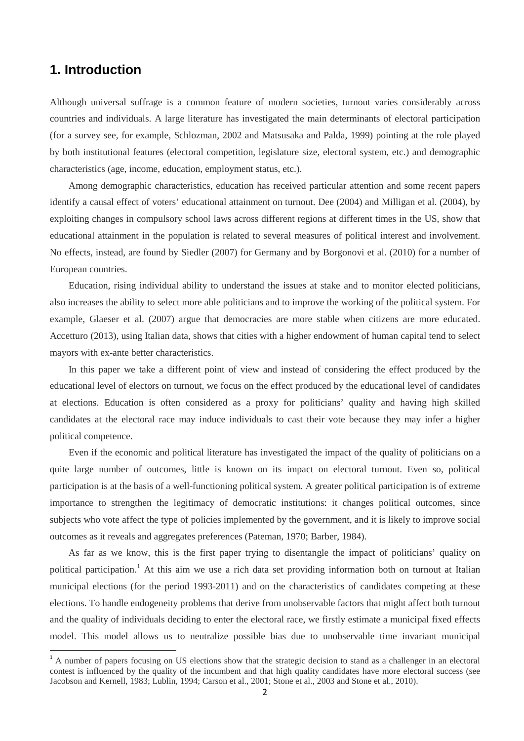## 1. Introduction

Although universal suffrage is a common feature of modern societies, turnout varies considerably across countries and individuals. A large literature has investigated the main determinants of electoral participation (for a survey see, for example, Schlozman, 2002 and Matsusaka and Palda, 1999) pointing at the role played by both institutional features (electoral competition, legislature size, electoral system, etc.) and demographic characteristics (age, income, education, employment status, etc.).

Among demographic characteristics, education has received particular attention and some recent papers identify a causal effect of voters' educational attainment on turnout. Dee (2004) and Milligan et al. (2004), by exploiting changes in compulsory school laws across different regions at different times in the US, show that educational attainment in the population is related to several measures of political interest and involvement. No effects, instead, are found by Siedler (2007) for Germany and by Borgonovi et al. (2010) for a number of European countries.

Education, rising individual ability to understand the issues at stake and to monitor elected politicians, also increases the ability to select more able politicians and to improve the working of the political system. For example, Glaeser et al. (2007) argue that democracies are more stable when citizens are more educated. Accetturo (2013), using Italian data, shows that cities with a higher endowment of human capital tend to select mayors with ex-ante better characteristics.

In this paper we take a different point of view and instead of considering the effect produced by the educational level of electors on turnout, we focus on the effect produced by the educational level of candidates at elections. Education is often considered as a proxy for politicians' quality and having high skilled candidates at the electoral race may induce individuals to cast their vote because they may infer a higher political competence.

Even if the economic and political literature has investigated the impact of the quality of politicians on a quite large number of outcomes, little is known on its impact on electoral turnout. Even so, political participation is at the basis of a well-functioning political system. A greater political participation is of extreme importance to strengthen the legitimacy of democratic institutions: it changes political outcomes, since subjects who vote affect the type of policies implemented by the government, and it is likely to improve social outcomes as it reveals and aggregates preferences (Pateman, 1970; Barber, 1984).

As far as we know, this is the first paper trying to disentangle the impact of politicians' quality on political participation.[1] At this aim we use a rich data set providing information both on turnout at Italian municipal elections (for the period 1993-2011) and on the characteristics of candidates competing at these elections. To handle endogeneity problems that derive from unobservable factors that might affect both turnout and the quality of individuals deciding to enter the electoral race, we firstly estimate a municipal fixed effects model. This model allows us to neutralize possible bias due to unobservable time invariant municipal

[1] A number of papers focusing on US elections show that the strategic decision to stand as a challenger in an electoral contest is influenced by the quality of the incumbent and that high quality candidates have more electoral success (see Jacobson and Kernell, 1983; Lublin, 1994; Carson et al., 2001; Stone et al., 2003 and Stone et al., 2010).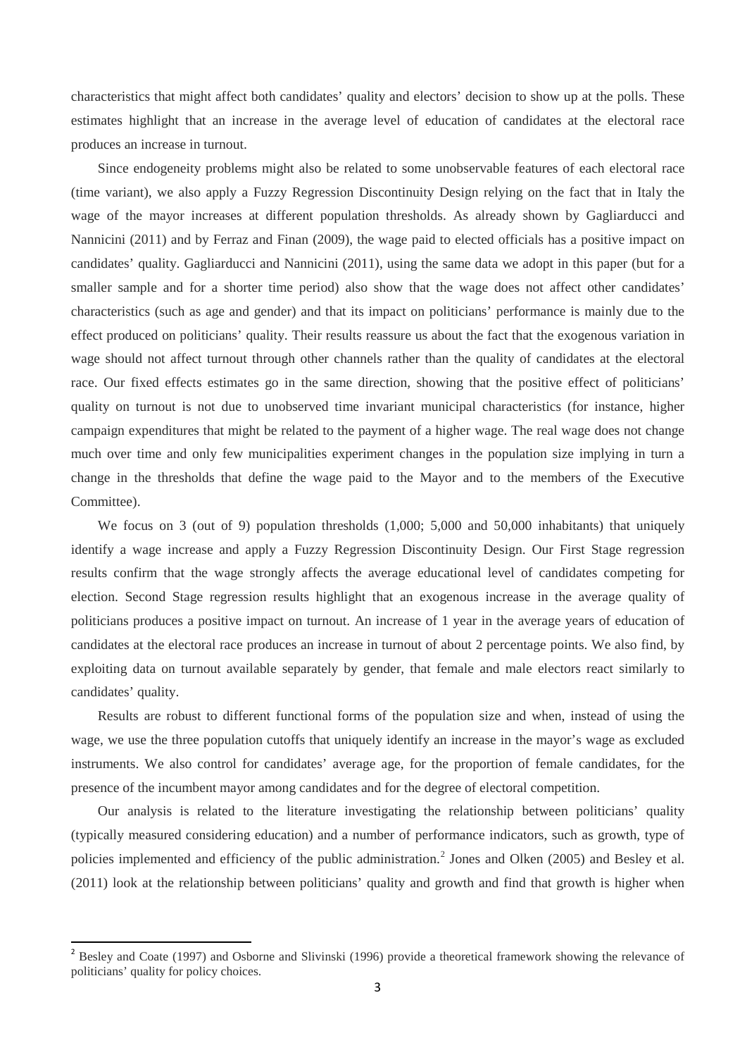characteristics that might affect both candidates' quality and electors' decision to show up at the polls. These estimates highlight that an increase in the average level of education of candidates at the electoral race produces an increase in turnout.

Since endogeneity problems might also be related to some unobservable features of each electoral race (time variant), we also apply a Fuzzy Regression Discontinuity Design relying on the fact that in Italy the wage of the mayor increases at different population thresholds. As already shown by Gagliarducci and Nannicini (2011) and by Ferraz and Finan (2009), the wage paid to elected officials has a positive impact on candidates' quality. Gagliarducci and Nannicini (2011), using the same data we adopt in this paper (but for a smaller sample and for a shorter time period) also show that the wage does not affect other candidates' characteristics (such as age and gender) and that its impact on politicians' performance is mainly due to the effect produced on politicians' quality. Their results reassure us about the fact that the exogenous variation in wage should not affect turnout through other channels rather than the quality of candidates at the electoral race. Our fixed effects estimates go in the same direction, showing that the positive effect of politicians' quality on turnout is not due to unobserved time invariant municipal characteristics (for instance, higher campaign expenditures that might be related to the payment of a higher wage. The real wage does not change much over time and only few municipalities experiment changes in the population size implying in turn a change in the thresholds that define the wage paid to the Mayor and to the members of the Executive Committee).

We focus on 3 (out of 9) population thresholds (1,000; 5,000 and 50,000 inhabitants) that uniquely identify a wage increase and apply a Fuzzy Regression Discontinuity Design. Our First Stage regression results confirm that the wage strongly affects the average educational level of candidates competing for election. Second Stage regression results highlight that an exogenous increase in the average quality of politicians produces a positive impact on turnout. An increase of 1 year in the average years of education of candidates at the electoral race produces an increase in turnout of about 2 percentage points. We also find, by exploiting data on turnout available separately by gender, that female and male electors react similarly to candidates' quality.

Results are robust to different functional forms of the population size and when, instead of using the wage, we use the three population cutoffs that uniquely identify an increase in the mayor's wage as excluded instruments. We also control for candidates' average age, for the proportion of female candidates, for the presence of the incumbent mayor among candidates and for the degree of electoral competition.

Our analysis is related to the literature investigating the relationship between politicians' quality (typically measured considering education) and a number of performance indicators, such as growth, type of policies implemented and efficiency of the public administration.[2] Jones and Olken (2005) and Besley et al. (2011) look at the relationship between politicians' quality and growth and find that growth is higher when

[2] Besley and Coate (1997) and Osborne and Slivinski (1996) provide a theoretical framework showing the relevance of politicians' quality for policy choices.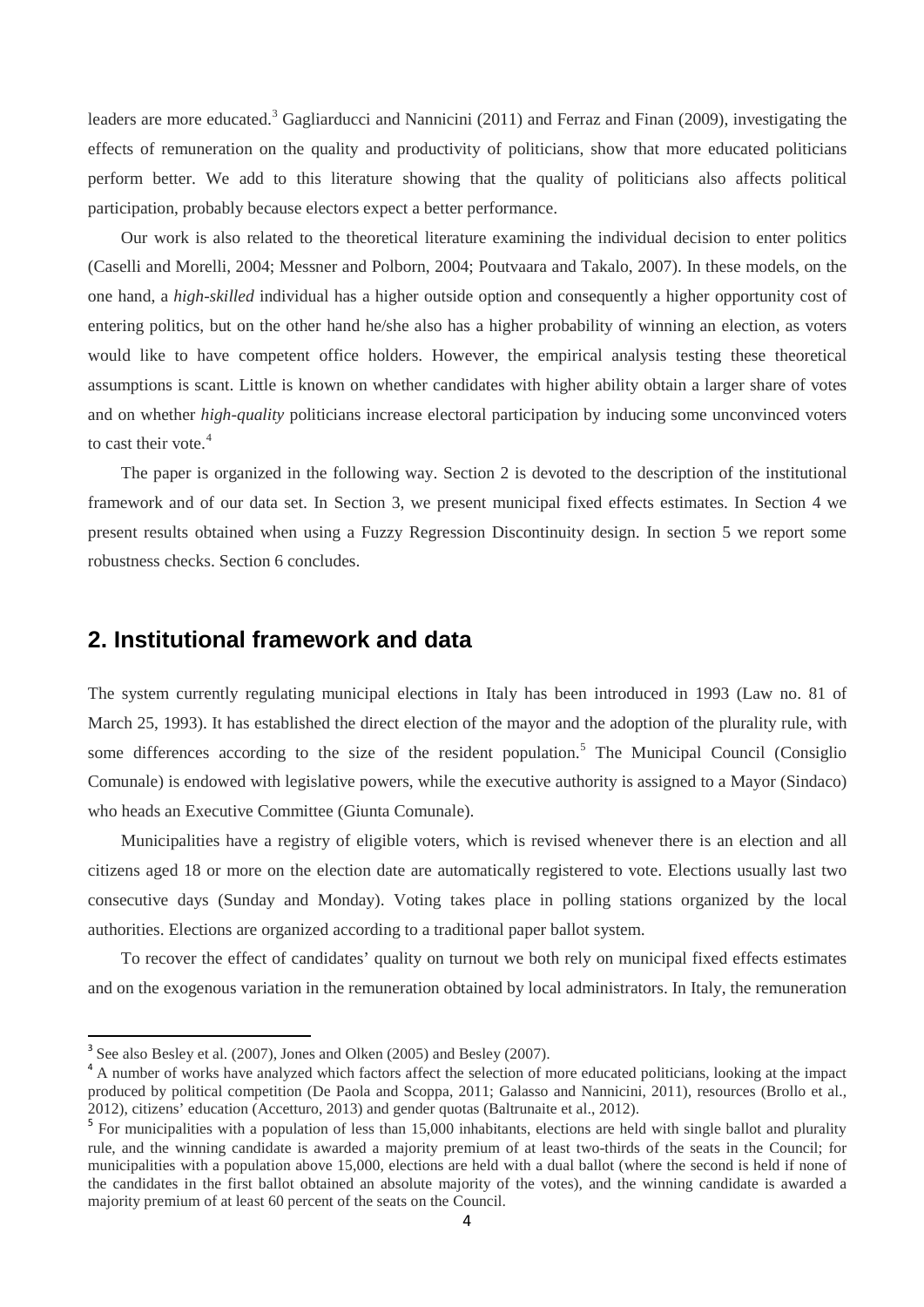leaders are more educated.[3] Gagliarducci and Nannicini (2011) and Ferraz and Finan (2009), investigating the effects of remuneration on the quality and productivity of politicians, show that more educated politicians perform better. We add to this literature showing that the quality of politicians also affects political participation, probably because electors expect a better performance.

Our work is also related to the theoretical literature examining the individual decision to enter politics (Caselli and Morelli, 2004; Messner and Polborn, 2004; Poutvaara and Takalo, 2007). In these models, on the one hand, a *high-skilled* individual has a higher outside option and consequently a higher opportunity cost of entering politics, but on the other hand he/she also has a higher probability of winning an election, as voters would like to have competent office holders. However, the empirical analysis testing these theoretical assumptions is scant. Little is known on whether candidates with higher ability obtain a larger share of votes and on whether *high-quality* politicians increase electoral participation by inducing some unconvinced voters to cast their vote.[4]

The paper is organized in the following way. Section 2 is devoted to the description of the institutional framework and of our data set. In Section 3, we present municipal fixed effects estimates. In Section 4 we present results obtained when using a Fuzzy Regression Discontinuity design. In section 5 we report some robustness checks. Section 6 concludes.

## 2. Institutional framework and data

The system currently regulating municipal elections in Italy has been introduced in 1993 (Law no. 81 of March 25, 1993). It has established the direct election of the mayor and the adoption of the plurality rule, with some differences according to the size of the resident population.[5] The Municipal Council (Consiglio Comunale) is endowed with legislative powers, while the executive authority is assigned to a Mayor (Sindaco) who heads an Executive Committee (Giunta Comunale).

Municipalities have a registry of eligible voters, which is revised whenever there is an election and all citizens aged 18 or more on the election date are automatically registered to vote. Elections usually last two consecutive days (Sunday and Monday). Voting takes place in polling stations organized by the local authorities. Elections are organized according to a traditional paper ballot system.

To recover the effect of candidates' quality on turnout we both rely on municipal fixed effects estimates and on the exogenous variation in the remuneration obtained by local administrators. In Italy, the remuneration

---

[3] See also Besley et al. (2007), Jones and Olken (2005) and Besley (2007).

[4] A number of works have analyzed which factors affect the selection of more educated politicians, looking at the impact produced by political competition (De Paola and Scoppa, 2011; Galasso and Nannicini, 2011), resources (Brollo et al., 2012), citizens' education (Accetturo, 2013) and gender quotas (Baltrunaite et al., 2012).

[5] For municipalities with a population of less than 15,000 inhabitants, elections are held with single ballot and plurality rule, and the winning candidate is awarded a majority premium of at least two-thirds of the seats in the Council; for municipalities with a population above 15,000, elections are held with a dual ballot (where the second is held if none of the candidates in the first ballot obtained an absolute majority of the votes), and the winning candidate is awarded a majority premium of at least 60 percent of the seats on the Council.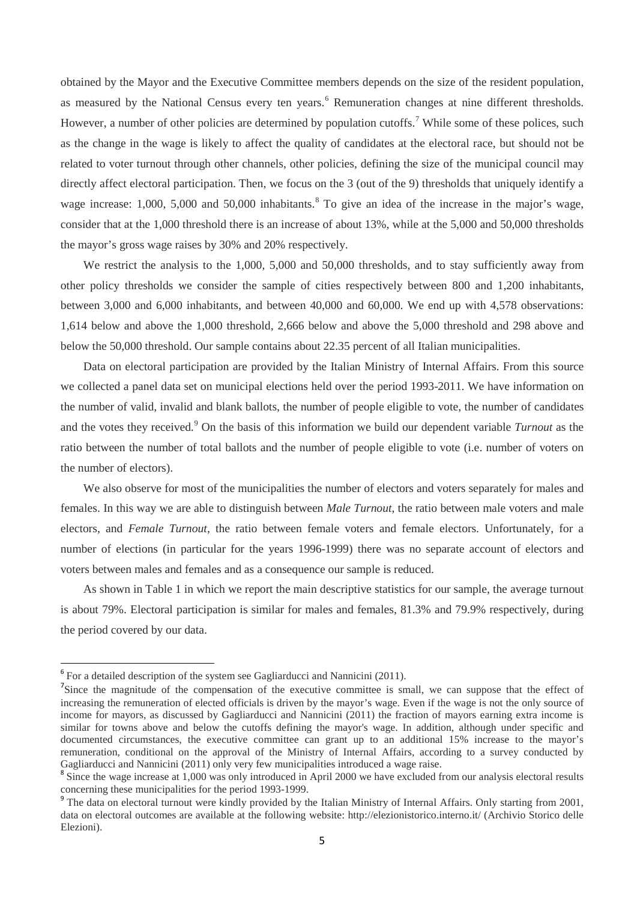obtained by the Mayor and the Executive Committee members depends on the size of the resident population, as measured by the National Census every ten years.[6] Remuneration changes at nine different thresholds. However, a number of other policies are determined by population cutoffs.[7] While some of these polices, such as the change in the wage is likely to affect the quality of candidates at the electoral race, but should not be related to voter turnout through other channels, other policies, defining the size of the municipal council may directly affect electoral participation. Then, we focus on the 3 (out of the 9) thresholds that uniquely identify a wage increase: 1,000, 5,000 and 50,000 inhabitants.[8] To give an idea of the increase in the major's wage, consider that at the 1,000 threshold there is an increase of about 13%, while at the 5,000 and 50,000 thresholds the mayor's gross wage raises by 30% and 20% respectively.

We restrict the analysis to the 1,000, 5,000 and 50,000 thresholds, and to stay sufficiently away from other policy thresholds we consider the sample of cities respectively between 800 and 1,200 inhabitants, between 3,000 and 6,000 inhabitants, and between 40,000 and 60,000. We end up with 4,578 observations: 1,614 below and above the 1,000 threshold, 2,666 below and above the 5,000 threshold and 298 above and below the 50,000 threshold. Our sample contains about 22.35 percent of all Italian municipalities.

Data on electoral participation are provided by the Italian Ministry of Internal Affairs. From this source we collected a panel data set on municipal elections held over the period 1993-2011. We have information on the number of valid, invalid and blank ballots, the number of people eligible to vote, the number of candidates and the votes they received.[9] On the basis of this information we build our dependent variable *Turnout* as the ratio between the number of total ballots and the number of people eligible to vote (i.e. number of voters on the number of electors).

We also observe for most of the municipalities the number of electors and voters separately for males and females. In this way we are able to distinguish between *Male Turnout*, the ratio between male voters and male electors, and *Female Turnout*, the ratio between female voters and female electors. Unfortunately, for a number of elections (in particular for the years 1996-1999) there was no separate account of electors and voters between males and females and as a consequence our sample is reduced.

As shown in Table 1 in which we report the main descriptive statistics for our sample, the average turnout is about 79%. Electoral participation is similar for males and females, 81.3% and 79.9% respectively, during the period covered by our data.

---

[6] For a detailed description of the system see Gagliarducci and Nannicini (2011).

[7] Since the magnitude of the compensation of the executive committee is small, we can suppose that the effect of increasing the remuneration of elected officials is driven by the mayor's wage. Even if the wage is not the only source of income for mayors, as discussed by Gagliarducci and Nannicini (2011) the fraction of mayors earning extra income is similar for towns above and below the cutoffs defining the mayor's wage. In addition, although under specific and documented circumstances, the executive committee can grant up to an additional 15% increase to the mayor's remuneration, conditional on the approval of the Ministry of Internal Affairs, according to a survey conducted by Gagliarducci and Nannicini (2011) only very few municipalities introduced a wage raise.

[8] Since the wage increase at 1,000 was only introduced in April 2000 we have excluded from our analysis electoral results concerning these municipalities for the period 1993-1999.

[9] The data on electoral turnout were kindly provided by the Italian Ministry of Internal Affairs. Only starting from 2001, data on electoral outcomes are available at the following website: http://elezionistorico.interno.it/ (Archivio Storico delle Elezioni).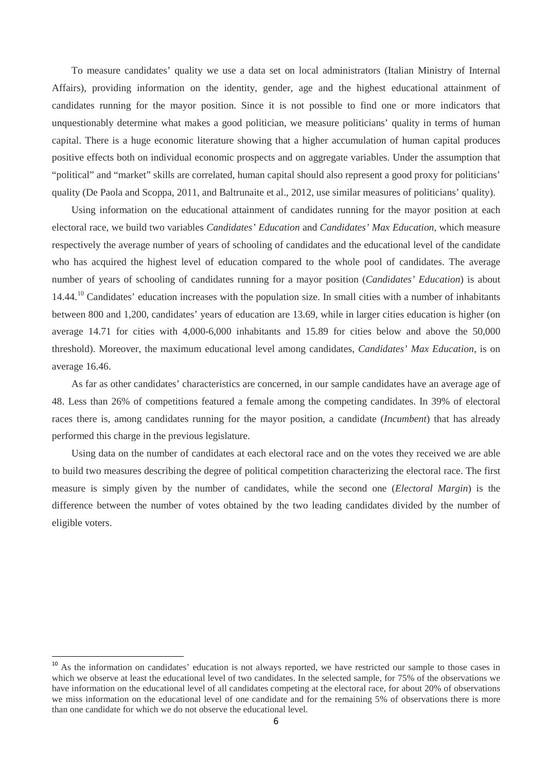To measure candidates' quality we use a data set on local administrators (Italian Ministry of Internal Affairs), providing information on the identity, gender, age and the highest educational attainment of candidates running for the mayor position. Since it is not possible to find one or more indicators that unquestionably determine what makes a good politician, we measure politicians' quality in terms of human capital. There is a huge economic literature showing that a higher accumulation of human capital produces positive effects both on individual economic prospects and on aggregate variables. Under the assumption that "political" and "market" skills are correlated, human capital should also represent a good proxy for politicians' quality (De Paola and Scoppa, 2011, and Baltrunaite et al., 2012, use similar measures of politicians' quality).

Using information on the educational attainment of candidates running for the mayor position at each electoral race, we build two variables *Candidates' Education* and *Candidates' Max Education*, which measure respectively the average number of years of schooling of candidates and the educational level of the candidate who has acquired the highest level of education compared to the whole pool of candidates. The average number of years of schooling of candidates running for a mayor position (*Candidates' Education*) is about 14.44.[10] Candidates' education increases with the population size. In small cities with a number of inhabitants between 800 and 1,200, candidates' years of education are 13.69, while in larger cities education is higher (on average 14.71 for cities with 4,000-6,000 inhabitants and 15.89 for cities below and above the 50,000 threshold). Moreover, the maximum educational level among candidates, *Candidates' Max Education*, is on average 16.46.

As far as other candidates' characteristics are concerned, in our sample candidates have an average age of 48. Less than 26% of competitions featured a female among the competing candidates. In 39% of electoral races there is, among candidates running for the mayor position, a candidate (*Incumbent*) that has already performed this charge in the previous legislature.

Using data on the number of candidates at each electoral race and on the votes they received we are able to build two measures describing the degree of political competition characterizing the electoral race. The first measure is simply given by the number of candidates, while the second one (*Electoral Margin*) is the difference between the number of votes obtained by the two leading candidates divided by the number of eligible voters.

[10] As the information on candidates' education is not always reported, we have restricted our sample to those cases in which we observe at least the educational level of two candidates. In the selected sample, for 75% of the observations we have information on the educational level of all candidates competing at the electoral race, for about 20% of observations we miss information on the educational level of one candidate and for the remaining 5% of observations there is more than one candidate for which we do not observe the educational level.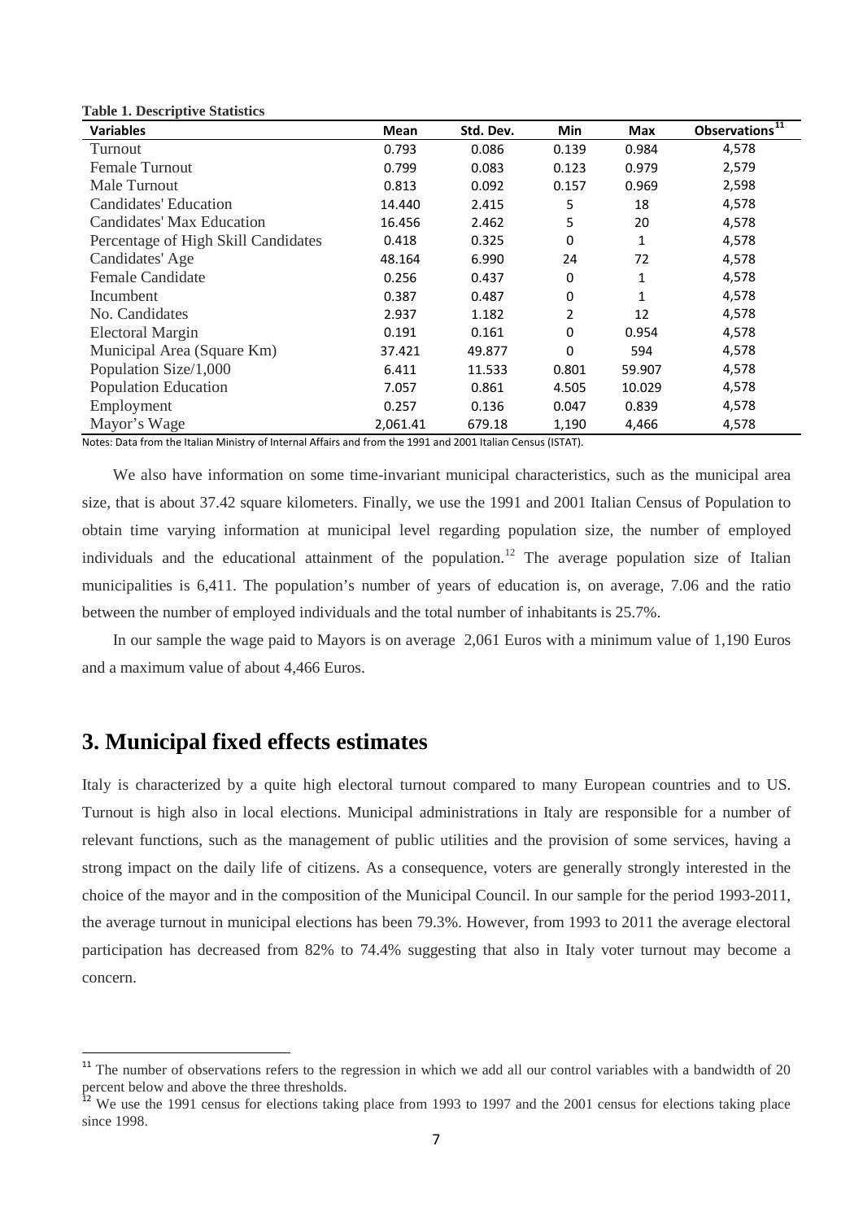**Table 1. Descriptive Statistics**

| Variables | Mean | Std. Dev. | Min | Max | Observations[11] |
|---|---|---|---|---|---|
| Turnout | 0.793 | 0.086 | 0.139 | 0.984 | 4,578 |
| Female Turnout | 0.799 | 0.083 | 0.123 | 0.979 | 2,579 |
| Male Turnout | 0.813 | 0.092 | 0.157 | 0.969 | 2,598 |
| Candidates' Education | 14.440 | 2.415 | 5 | 18 | 4,578 |
| Candidates' Max Education | 16.456 | 2.462 | 5 | 20 | 4,578 |
| Percentage of High Skill Candidates | 0.418 | 0.325 | 0 | 1 | 4,578 |
| Candidates' Age | 48.164 | 6.990 | 24 | 72 | 4,578 |
| Female Candidate | 0.256 | 0.437 | 0 | 1 | 4,578 |
| Incumbent | 0.387 | 0.487 | 0 | 1 | 4,578 |
| No. Candidates | 2.937 | 1.182 | 2 | 12 | 4,578 |
| Electoral Margin | 0.191 | 0.161 | 0 | 0.954 | 4,578 |
| Municipal Area (Square Km) | 37.421 | 49.877 | 0 | 594 | 4,578 |
| Population Size/1,000 | 6.411 | 11.533 | 0.801 | 59.907 | 4,578 |
| Population Education | 7.057 | 0.861 | 4.505 | 10.029 | 4,578 |
| Employment | 0.257 | 0.136 | 0.047 | 0.839 | 4,578 |
| Mayor's Wage | 2,061.41 | 679.18 | 1,190 | 4,466 | 4,578 |

Notes: Data from the Italian Ministry of Internal Affairs and from the 1991 and 2001 Italian Census (ISTAT).

We also have information on some time-invariant municipal characteristics, such as the municipal area size, that is about 37.42 square kilometers. Finally, we use the 1991 and 2001 Italian Census of Population to obtain time varying information at municipal level regarding population size, the number of employed individuals and the educational attainment of the population.[12] The average population size of Italian municipalities is 6,411. The population's number of years of education is, on average, 7.06 and the ratio between the number of employed individuals and the total number of inhabitants is 25.7%.

In our sample the wage paid to Mayors is on average 2,061 Euros with a minimum value of 1,190 Euros and a maximum value of about 4,466 Euros.

## 3. Municipal fixed effects estimates

Italy is characterized by a quite high electoral turnout compared to many European countries and to US. Turnout is high also in local elections. Municipal administrations in Italy are responsible for a number of relevant functions, such as the management of public utilities and the provision of some services, having a strong impact on the daily life of citizens. As a consequence, voters are generally strongly interested in the choice of the mayor and in the composition of the Municipal Council. In our sample for the period 1993-2011, the average turnout in municipal elections has been 79.3%. However, from 1993 to 2011 the average electoral participation has decreased from 82% to 74.4% suggesting that also in Italy voter turnout may become a concern.

[11] The number of observations refers to the regression in which we add all our control variables with a bandwidth of 20 percent below and above the three thresholds.

[12] We use the 1991 census for elections taking place from 1993 to 1997 and the 2001 census for elections taking place since 1998.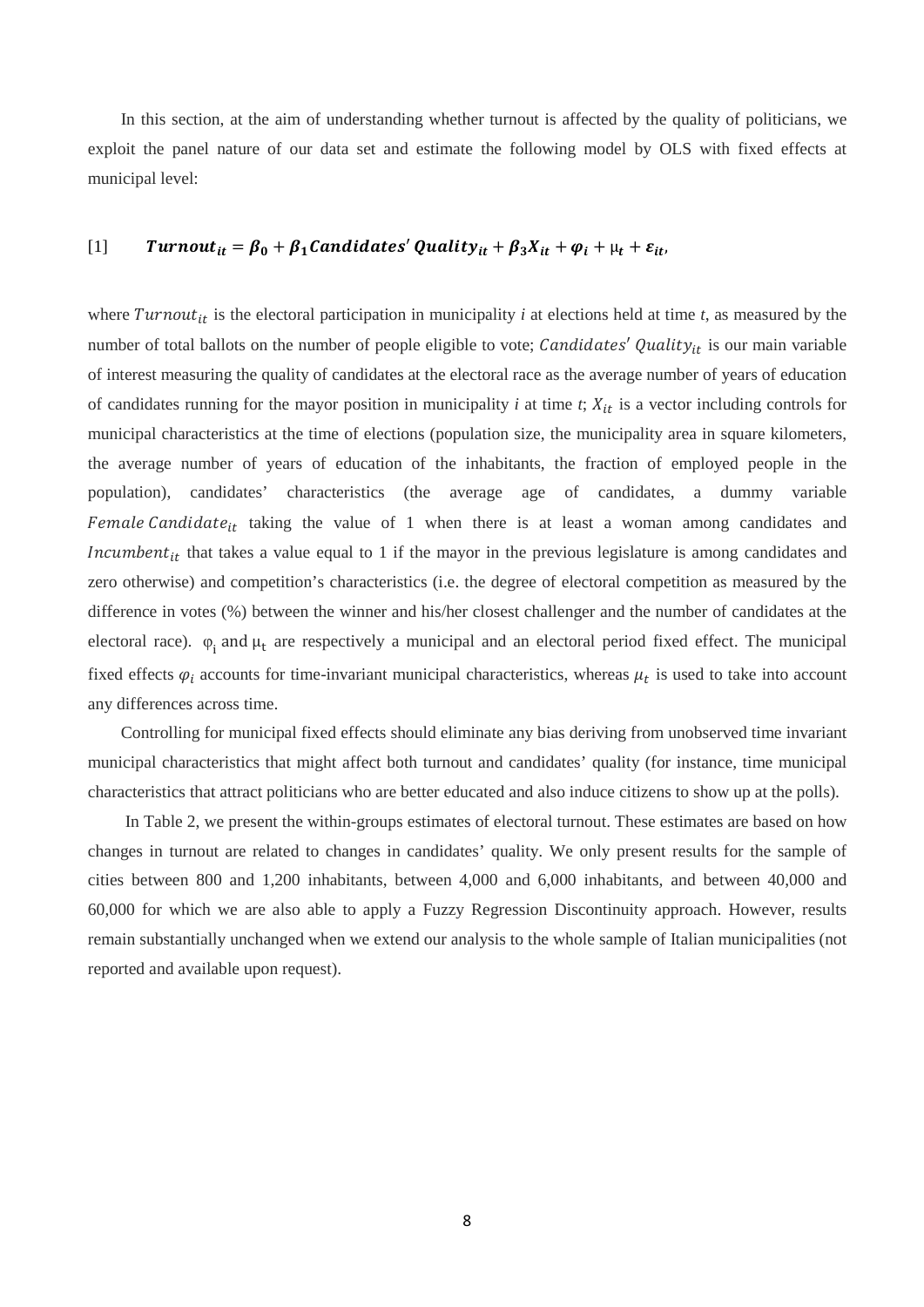In this section, at the aim of understanding whether turnout is affected by the quality of politicians, we exploit the panel nature of our data set and estimate the following model by OLS with fixed effects at municipal level:

$$[1] \qquad \boldsymbol{Turnout_{it} = \beta_0 + \beta_1 Candidates'\,Quality_{it} + \beta_3 X_{it} + \varphi_i + \mu_t + \varepsilon_{it}},$$

where $Turnout_{it}$ is the electoral participation in municipality *i* at elections held at time *t*, as measured by the number of total ballots on the number of people eligible to vote; $Candidates'\,Quality_{it}$ is our main variable of interest measuring the quality of candidates at the electoral race as the average number of years of education of candidates running for the mayor position in municipality *i* at time *t*; $X_{it}$ is a vector including controls for municipal characteristics at the time of elections (population size, the municipality area in square kilometers, the average number of years of education of the inhabitants, the fraction of employed people in the population), candidates' characteristics (the average age of candidates, a dummy variable $Female\,Candidate_{it}$ taking the value of 1 when there is at least a woman among candidates and $Incumbent_{it}$ that takes a value equal to 1 if the mayor in the previous legislature is among candidates and zero otherwise) and competition's characteristics (i.e. the degree of electoral competition as measured by the difference in votes (%) between the winner and his/her closest challenger and the number of candidates at the electoral race). $\varphi_i$ and $\mu_t$ are respectively a municipal and an electoral period fixed effect. The municipal fixed effects $\varphi_i$ accounts for time-invariant municipal characteristics, whereas $\mu_t$ is used to take into account any differences across time.

Controlling for municipal fixed effects should eliminate any bias deriving from unobserved time invariant municipal characteristics that might affect both turnout and candidates' quality (for instance, time municipal characteristics that attract politicians who are better educated and also induce citizens to show up at the polls).

In Table 2, we present the within-groups estimates of electoral turnout. These estimates are based on how changes in turnout are related to changes in candidates' quality. We only present results for the sample of cities between 800 and 1,200 inhabitants, between 4,000 and 6,000 inhabitants, and between 40,000 and 60,000 for which we are also able to apply a Fuzzy Regression Discontinuity approach. However, results remain substantially unchanged when we extend our analysis to the whole sample of Italian municipalities (not reported and available upon request).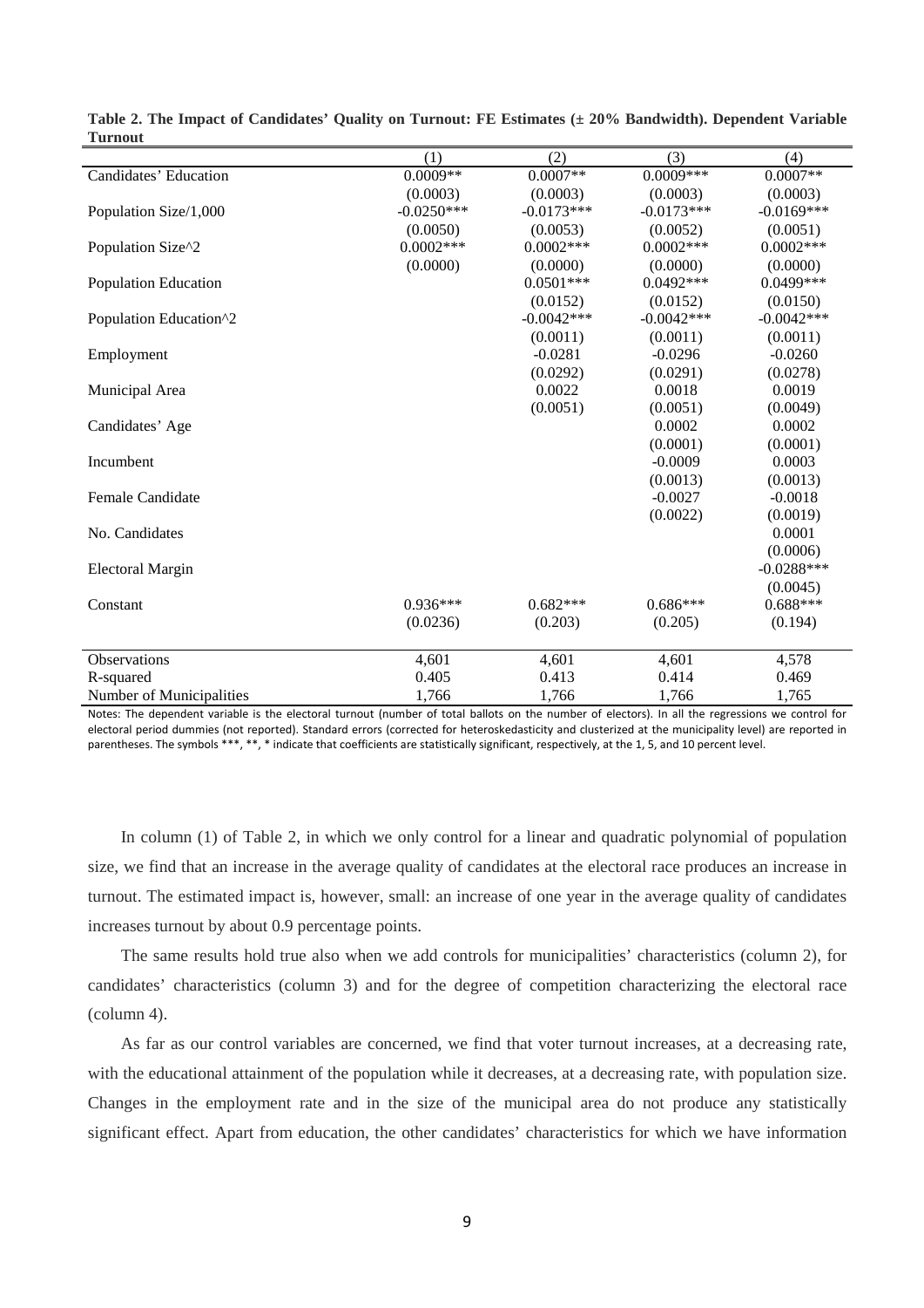**Table 2. The Impact of Candidates' Quality on Turnout: FE Estimates (± 20% Bandwidth). Dependent Variable Turnout**

| | (1) | (2) | (3) | (4) |
|---|---|---|---|---|
| Candidates' Education | 0.0009** | 0.0007** | 0.0009*** | 0.0007** |
| | (0.0003) | (0.0003) | (0.0003) | (0.0003) |
| Population Size/1,000 | -0.0250*** | -0.0173*** | -0.0173*** | -0.0169*** |
| | (0.0050) | (0.0053) | (0.0052) | (0.0051) |
| Population Size^2 | 0.0002*** | 0.0002*** | 0.0002*** | 0.0002*** |
| | (0.0000) | (0.0000) | (0.0000) | (0.0000) |
| Population Education | | 0.0501*** | 0.0492*** | 0.0499*** |
| | | (0.0152) | (0.0152) | (0.0150) |
| Population Education^2 | | -0.0042*** | -0.0042*** | -0.0042*** |
| | | (0.0011) | (0.0011) | (0.0011) |
| Employment | | -0.0281 | -0.0296 | -0.0260 |
| | | (0.0292) | (0.0291) | (0.0278) |
| Municipal Area | | 0.0022 | 0.0018 | 0.0019 |
| | | (0.0051) | (0.0051) | (0.0049) |
| Candidates' Age | | | 0.0002 | 0.0002 |
| | | | (0.0001) | (0.0001) |
| Incumbent | | | -0.0009 | 0.0003 |
| | | | (0.0013) | (0.0013) |
| Female Candidate | | | -0.0027 | -0.0018 |
| | | | (0.0022) | (0.0019) |
| No. Candidates | | | | 0.0001 |
| | | | | (0.0006) |
| Electoral Margin | | | | -0.0288*** |
| | | | | (0.0045) |
| Constant | 0.936*** | 0.682*** | 0.686*** | 0.688*** |
| | (0.0236) | (0.203) | (0.205) | (0.194) |
| Observations | 4,601 | 4,601 | 4,601 | 4,578 |
| R-squared | 0.405 | 0.413 | 0.414 | 0.469 |
| Number of Municipalities | 1,766 | 1,766 | 1,766 | 1,765 |

Notes: The dependent variable is the electoral turnout (number of total ballots on the number of electors). In all the regressions we control for electoral period dummies (not reported). Standard errors (corrected for heteroskedasticity and clusterized at the municipality level) are reported in parentheses. The symbols ***, **, * indicate that coefficients are statistically significant, respectively, at the 1, 5, and 10 percent level.

In column (1) of Table 2, in which we only control for a linear and quadratic polynomial of population size, we find that an increase in the average quality of candidates at the electoral race produces an increase in turnout. The estimated impact is, however, small: an increase of one year in the average quality of candidates increases turnout by about 0.9 percentage points.

The same results hold true also when we add controls for municipalities' characteristics (column 2), for candidates' characteristics (column 3) and for the degree of competition characterizing the electoral race (column 4).

As far as our control variables are concerned, we find that voter turnout increases, at a decreasing rate, with the educational attainment of the population while it decreases, at a decreasing rate, with population size. Changes in the employment rate and in the size of the municipal area do not produce any statistically significant effect. Apart from education, the other candidates' characteristics for which we have information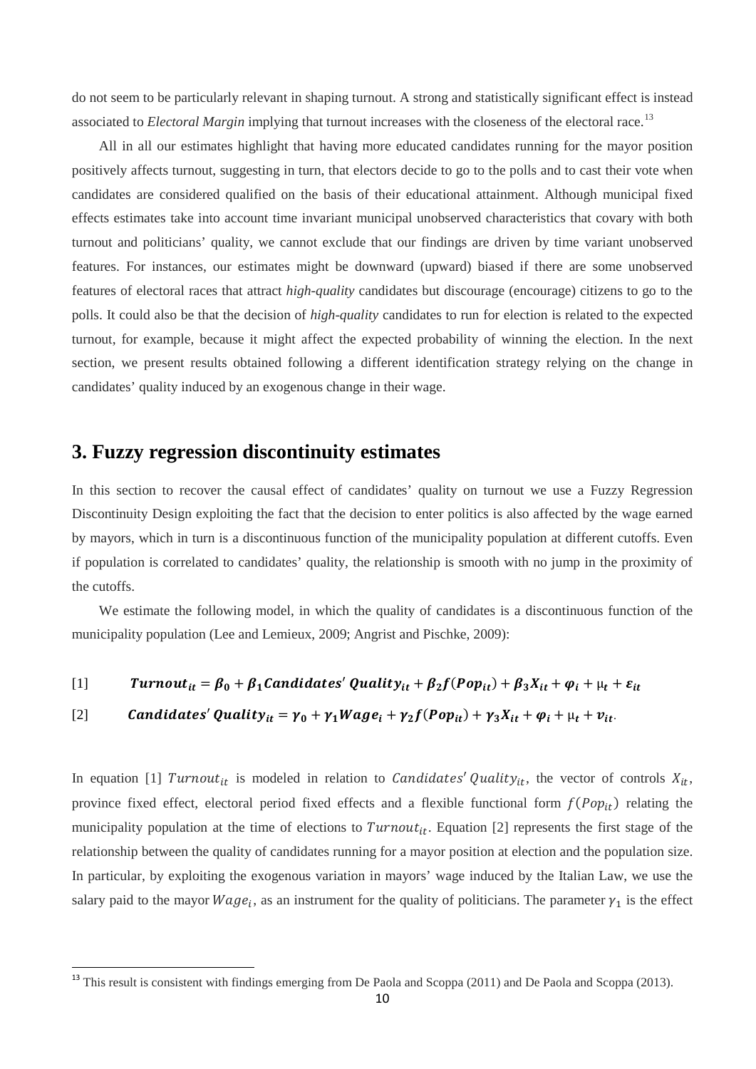do not seem to be particularly relevant in shaping turnout. A strong and statistically significant effect is instead associated to *Electoral Margin* implying that turnout increases with the closeness of the electoral race.[13]

All in all our estimates highlight that having more educated candidates running for the mayor position positively affects turnout, suggesting in turn, that electors decide to go to the polls and to cast their vote when candidates are considered qualified on the basis of their educational attainment. Although municipal fixed effects estimates take into account time invariant municipal unobserved characteristics that covary with both turnout and politicians' quality, we cannot exclude that our findings are driven by time variant unobserved features. For instances, our estimates might be downward (upward) biased if there are some unobserved features of electoral races that attract *high-quality* candidates but discourage (encourage) citizens to go to the polls. It could also be that the decision of *high-quality* candidates to run for election is related to the expected turnout, for example, because it might affect the expected probability of winning the election. In the next section, we present results obtained following a different identification strategy relying on the change in candidates' quality induced by an exogenous change in their wage.

## 3. Fuzzy regression discontinuity estimates

In this section to recover the causal effect of candidates' quality on turnout we use a Fuzzy Regression Discontinuity Design exploiting the fact that the decision to enter politics is also affected by the wage earned by mayors, which in turn is a discontinuous function of the municipality population at different cutoffs. Even if population is correlated to candidates' quality, the relationship is smooth with no jump in the proximity of the cutoffs.

We estimate the following model, in which the quality of candidates is a discontinuous function of the municipality population (Lee and Lemieux, 2009; Angrist and Pischke, 2009):

$$[1] \qquad \boldsymbol{Turnout_{it} = \beta_0 + \beta_1 Candidates'\,Quality_{it} + \beta_2 f(Pop_{it}) + \beta_3 X_{it} + \varphi_i + \mu_t + \varepsilon_{it}}$$

$$[2] \qquad \boldsymbol{Candidates'\,Quality_{it} = \gamma_0 + \gamma_1 Wage_i + \gamma_2 f(Pop_{it}) + \gamma_3 X_{it} + \varphi_i + \mu_t + v_{it}}.$$

In equation [1] $Turnout_{it}$ is modeled in relation to $Candidates'\,Quality_{it}$, the vector of controls $X_{it}$, province fixed effect, electoral period fixed effects and a flexible functional form $f(Pop_{it})$ relating the municipality population at the time of elections to $Turnout_{it}$. Equation [2] represents the first stage of the relationship between the quality of candidates running for a mayor position at election and the population size. In particular, by exploiting the exogenous variation in mayors' wage induced by the Italian Law, we use the salary paid to the mayor $Wage_i$, as an instrument for the quality of politicians. The parameter $\gamma_1$ is the effect

[13] This result is consistent with findings emerging from De Paola and Scoppa (2011) and De Paola and Scoppa (2013).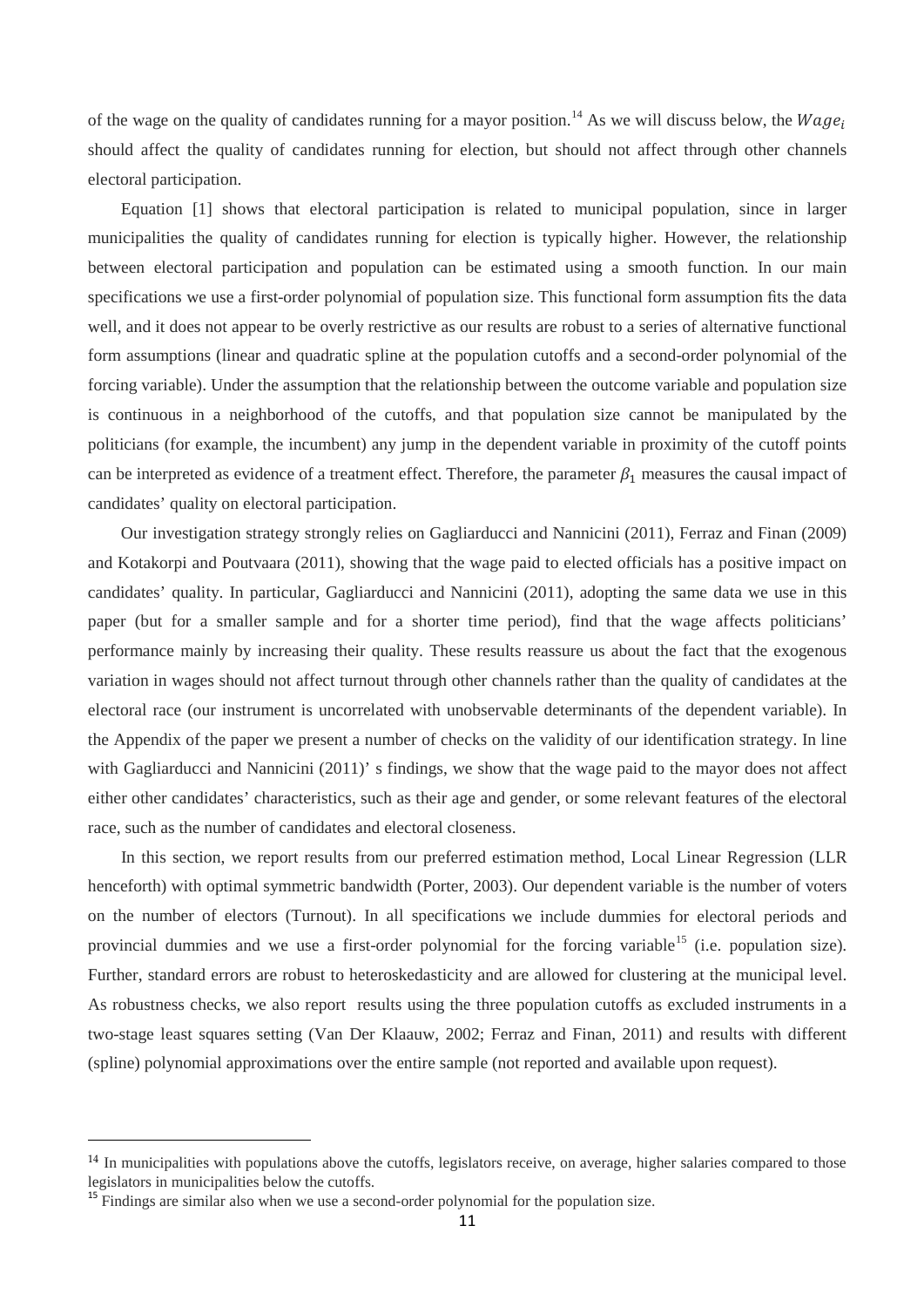of the wage on the quality of candidates running for a mayor position.[14] As we will discuss below, the $Wage_i$ should affect the quality of candidates running for election, but should not affect through other channels electoral participation.

Equation [1] shows that electoral participation is related to municipal population, since in larger municipalities the quality of candidates running for election is typically higher. However, the relationship between electoral participation and population can be estimated using a smooth function. In our main specifications we use a first-order polynomial of population size. This functional form assumption fits the data well, and it does not appear to be overly restrictive as our results are robust to a series of alternative functional form assumptions (linear and quadratic spline at the population cutoffs and a second-order polynomial of the forcing variable). Under the assumption that the relationship between the outcome variable and population size is continuous in a neighborhood of the cutoffs, and that population size cannot be manipulated by the politicians (for example, the incumbent) any jump in the dependent variable in proximity of the cutoff points can be interpreted as evidence of a treatment effect. Therefore, the parameter $\beta_1$ measures the causal impact of candidates' quality on electoral participation.

Our investigation strategy strongly relies on Gagliarducci and Nannicini (2011), Ferraz and Finan (2009) and Kotakorpi and Poutvaara (2011), showing that the wage paid to elected officials has a positive impact on candidates' quality. In particular, Gagliarducci and Nannicini (2011), adopting the same data we use in this paper (but for a smaller sample and for a shorter time period), find that the wage affects politicians' performance mainly by increasing their quality. These results reassure us about the fact that the exogenous variation in wages should not affect turnout through other channels rather than the quality of candidates at the electoral race (our instrument is uncorrelated with unobservable determinants of the dependent variable). In the Appendix of the paper we present a number of checks on the validity of our identification strategy. In line with Gagliarducci and Nannicini (2011)' s findings, we show that the wage paid to the mayor does not affect either other candidates' characteristics, such as their age and gender, or some relevant features of the electoral race, such as the number of candidates and electoral closeness.

In this section, we report results from our preferred estimation method, Local Linear Regression (LLR henceforth) with optimal symmetric bandwidth (Porter, 2003). Our dependent variable is the number of voters on the number of electors (Turnout). In all specifications we include dummies for electoral periods and provincial dummies and we use a first-order polynomial for the forcing variable[15] (i.e. population size). Further, standard errors are robust to heteroskedasticity and are allowed for clustering at the municipal level. As robustness checks, we also report results using the three population cutoffs as excluded instruments in a two-stage least squares setting (Van Der Klaauw, 2002; Ferraz and Finan, 2011) and results with different (spline) polynomial approximations over the entire sample (not reported and available upon request).

---

[14] In municipalities with populations above the cutoffs, legislators receive, on average, higher salaries compared to those legislators in municipalities below the cutoffs.

[15] Findings are similar also when we use a second-order polynomial for the population size.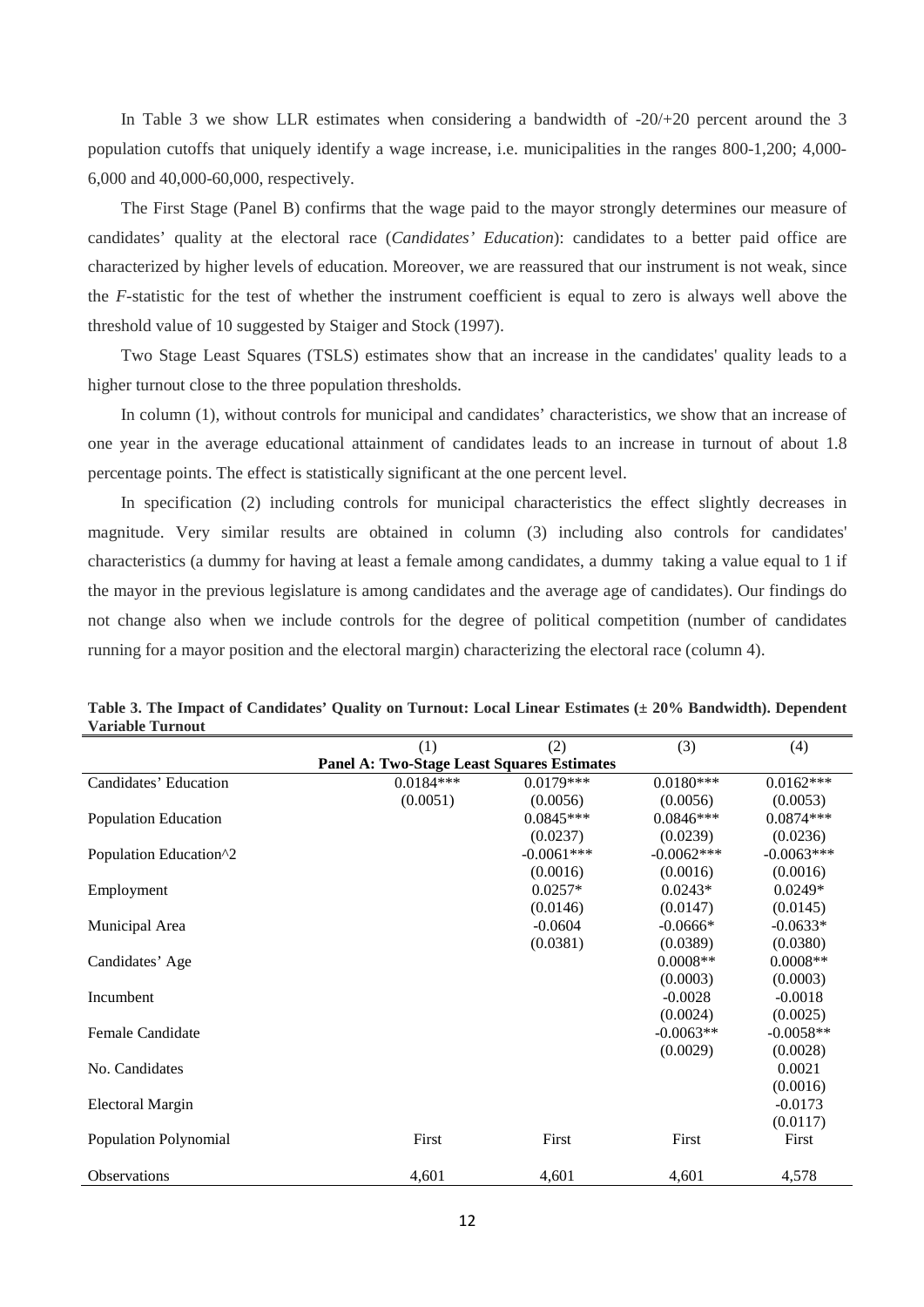In Table 3 we show LLR estimates when considering a bandwidth of -20/+20 percent around the 3 population cutoffs that uniquely identify a wage increase, i.e. municipalities in the ranges 800-1,200; 4,000-6,000 and 40,000-60,000, respectively.

The First Stage (Panel B) confirms that the wage paid to the mayor strongly determines our measure of candidates' quality at the electoral race (*Candidates' Education*): candidates to a better paid office are characterized by higher levels of education. Moreover, we are reassured that our instrument is not weak, since the *F*-statistic for the test of whether the instrument coefficient is equal to zero is always well above the threshold value of 10 suggested by Staiger and Stock (1997).

Two Stage Least Squares (TSLS) estimates show that an increase in the candidates' quality leads to a higher turnout close to the three population thresholds.

In column (1), without controls for municipal and candidates' characteristics, we show that an increase of one year in the average educational attainment of candidates leads to an increase in turnout of about 1.8 percentage points. The effect is statistically significant at the one percent level.

In specification (2) including controls for municipal characteristics the effect slightly decreases in magnitude. Very similar results are obtained in column (3) including also controls for candidates' characteristics (a dummy for having at least a female among candidates, a dummy taking a value equal to 1 if the mayor in the previous legislature is among candidates and the average age of candidates). Our findings do not change also when we include controls for the degree of political competition (number of candidates running for a mayor position and the electoral margin) characterizing the electoral race (column 4).

**Table 3. The Impact of Candidates' Quality on Turnout: Local Linear Estimates (± 20% Bandwidth). Dependent Variable Turnout**

| | (1) | (2) | (3) | (4) |
|---|---|---|---|---|
| | **Panel A: Two-Stage Least Squares Estimates** | | | |
| Candidates' Education | 0.0184*** | 0.0179*** | 0.0180*** | 0.0162*** |
| | (0.0051) | (0.0056) | (0.0056) | (0.0053) |
| Population Education | | 0.0845*** | 0.0846*** | 0.0874*** |
| | | (0.0237) | (0.0239) | (0.0236) |
| Population Education^2 | | -0.0061*** | -0.0062*** | -0.0063*** |
| | | (0.0016) | (0.0016) | (0.0016) |
| Employment | | 0.0257* | 0.0243* | 0.0249* |
| | | (0.0146) | (0.0147) | (0.0145) |
| Municipal Area | | -0.0604 | -0.0666* | -0.0633* |
| | | (0.0381) | (0.0389) | (0.0380) |
| Candidates' Age | | | 0.0008** | 0.0008** |
| | | | (0.0003) | (0.0003) |
| Incumbent | | | -0.0028 | -0.0018 |
| | | | (0.0024) | (0.0025) |
| Female Candidate | | | -0.0063** | -0.0058** |
| | | | (0.0029) | (0.0028) |
| No. Candidates | | | | 0.0021 |
| | | | | (0.0016) |
| Electoral Margin | | | | -0.0173 |
| | | | | (0.0117) |
| Population Polynomial | First | First | First | First |
| Observations | 4,601 | 4,601 | 4,601 | 4,578 |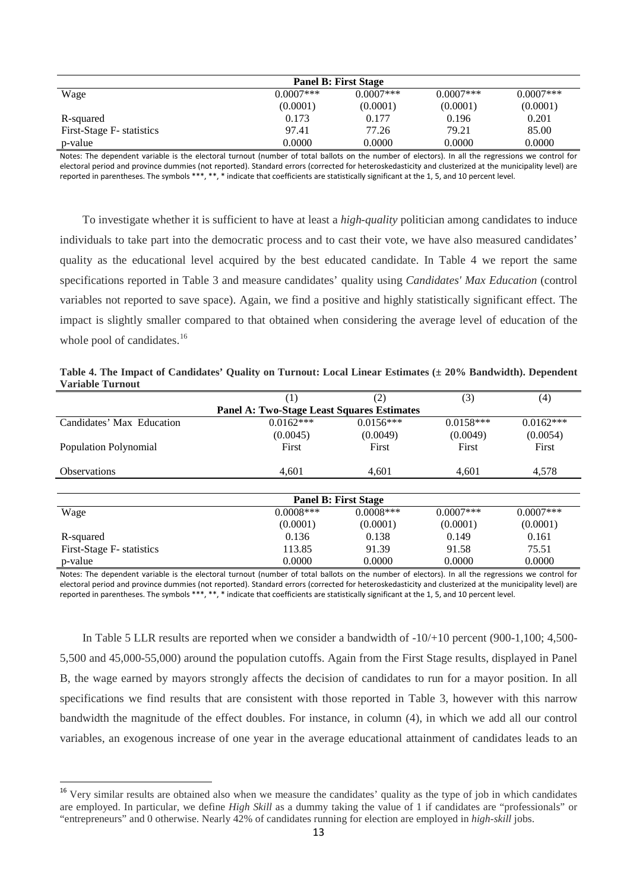| | | | | |
|---|---|---|---|---|
| **Panel B: First Stage** | | | | |
| Wage | 0.0007*** | 0.0007*** | 0.0007*** | 0.0007*** |
| | (0.0001) | (0.0001) | (0.0001) | (0.0001) |
| R-squared | 0.173 | 0.177 | 0.196 | 0.201 |
| First-Stage F- statistics | 97.41 | 77.26 | 79.21 | 85.00 |
| p-value | 0.0000 | 0.0000 | 0.0000 | 0.0000 |

Notes: The dependent variable is the electoral turnout (number of total ballots on the number of electors). In all the regressions we control for electoral period and province dummies (not reported). Standard errors (corrected for heteroskedasticity and clusterized at the municipality level) are reported in parentheses. The symbols ***, **, * indicate that coefficients are statistically significant at the 1, 5, and 10 percent level.

To investigate whether it is sufficient to have at least a *high-quality* politician among candidates to induce individuals to take part into the democratic process and to cast their vote, we have also measured candidates' quality as the educational level acquired by the best educated candidate. In Table 4 we report the same specifications reported in Table 3 and measure candidates' quality using *Candidates' Max Education* (control variables not reported to save space). Again, we find a positive and highly statistically significant effect. The impact is slightly smaller compared to that obtained when considering the average level of education of the whole pool of candidates.[16]

**Table 4. The Impact of Candidates' Quality on Turnout: Local Linear Estimates (± 20% Bandwidth). Dependent Variable Turnout**

| | (1) | (2) | (3) | (4) |
|---|---|---|---|---|
| **Panel A: Two-Stage Least Squares Estimates** | | | | |
| Candidates' Max Education | 0.0162*** | 0.0156*** | 0.0158*** | 0.0162*** |
| | (0.0045) | (0.0049) | (0.0049) | (0.0054) |
| Population Polynomial | First | First | First | First |
| Observations | 4,601 | 4,601 | 4,601 | 4,578 |
| **Panel B: First Stage** | | | | |
| Wage | 0.0008*** | 0.0008*** | 0.0007*** | 0.0007*** |
| | (0.0001) | (0.0001) | (0.0001) | (0.0001) |
| R-squared | 0.136 | 0.138 | 0.149 | 0.161 |
| First-Stage F- statistics | 113.85 | 91.39 | 91.58 | 75.51 |
| p-value | 0.0000 | 0.0000 | 0.0000 | 0.0000 |

Notes: The dependent variable is the electoral turnout (number of total ballots on the number of electors). In all the regressions we control for electoral period and province dummies (not reported). Standard errors (corrected for heteroskedasticity and clusterized at the municipality level) are reported in parentheses. The symbols ***, **, * indicate that coefficients are statistically significant at the 1, 5, and 10 percent level.

In Table 5 LLR results are reported when we consider a bandwidth of -10/+10 percent (900-1,100; 4,500-5,500 and 45,000-55,000) around the population cutoffs. Again from the First Stage results, displayed in Panel B, the wage earned by mayors strongly affects the decision of candidates to run for a mayor position. In all specifications we find results that are consistent with those reported in Table 3, however with this narrow bandwidth the magnitude of the effect doubles. For instance, in column (4), in which we add all our control variables, an exogenous increase of one year in the average educational attainment of candidates leads to an

[16] Very similar results are obtained also when we measure the candidates' quality as the type of job in which candidates are employed. In particular, we define *High Skill* as a dummy taking the value of 1 if candidates are "professionals" or "entrepreneurs" and 0 otherwise. Nearly 42% of candidates running for election are employed in *high-skill* jobs.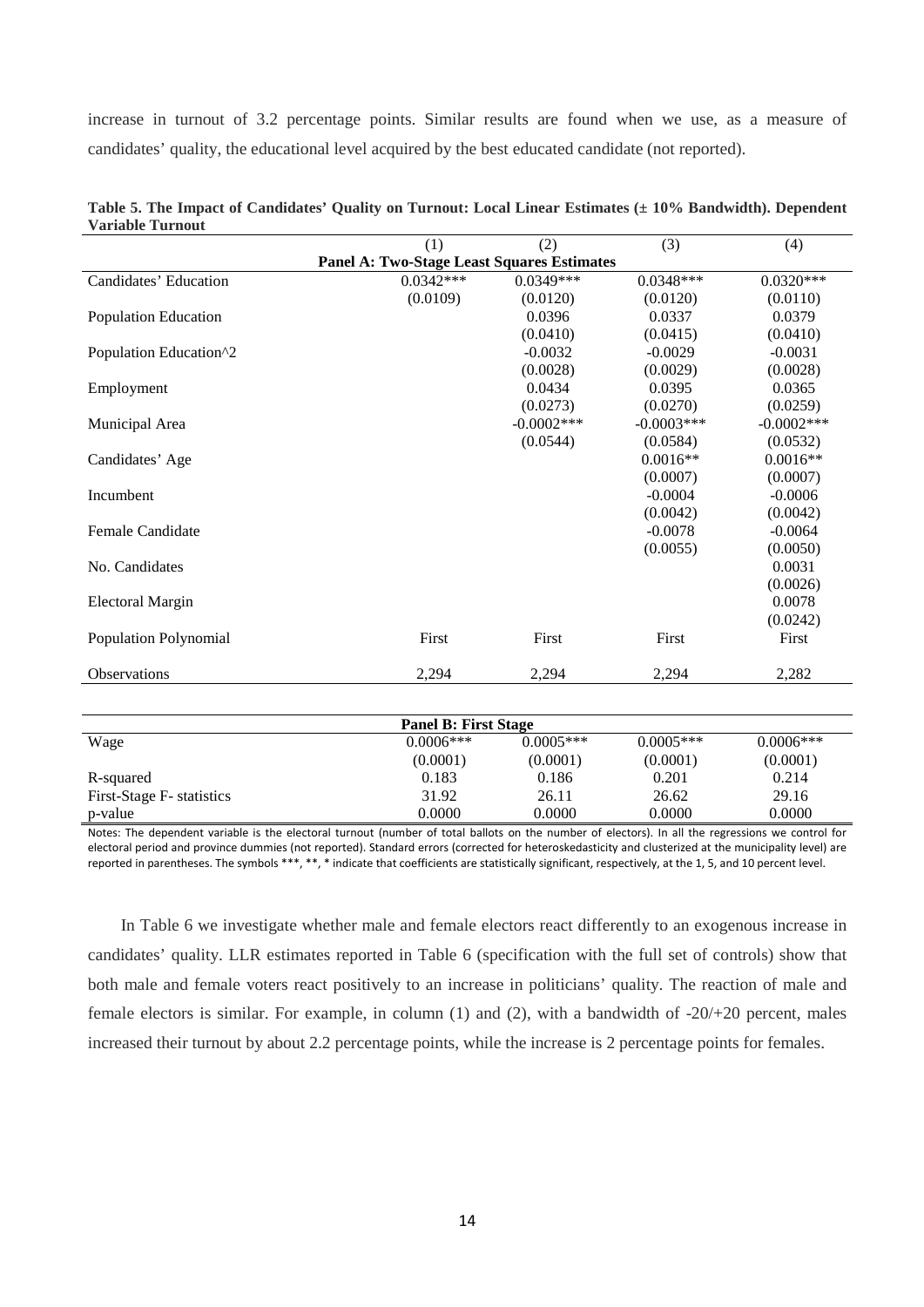increase in turnout of 3.2 percentage points. Similar results are found when we use, as a measure of candidates' quality, the educational level acquired by the best educated candidate (not reported).

**Table 5. The Impact of Candidates' Quality on Turnout: Local Linear Estimates (± 10% Bandwidth). Dependent Variable Turnout**

| | (1) | (2) | (3) | (4) |
|---|---|---|---|---|
| **Panel A: Two-Stage Least Squares Estimates** | | | | |
| Candidates' Education | 0.0342*** | 0.0349*** | 0.0348*** | 0.0320*** |
| | (0.0109) | (0.0120) | (0.0120) | (0.0110) |
| Population Education | | 0.0396 | 0.0337 | 0.0379 |
| | | (0.0410) | (0.0415) | (0.0410) |
| Population Education^2 | | -0.0032 | -0.0029 | -0.0031 |
| | | (0.0028) | (0.0029) | (0.0028) |
| Employment | | 0.0434 | 0.0395 | 0.0365 |
| | | (0.0273) | (0.0270) | (0.0259) |
| Municipal Area | | -0.0002*** | -0.0003*** | -0.0002*** |
| | | (0.0544) | (0.0584) | (0.0532) |
| Candidates' Age | | | 0.0016** | 0.0016** |
| | | | (0.0007) | (0.0007) |
| Incumbent | | | -0.0004 | -0.0006 |
| | | | (0.0042) | (0.0042) |
| Female Candidate | | | -0.0078 | -0.0064 |
| | | | (0.0055) | (0.0050) |
| No. Candidates | | | | 0.0031 |
| | | | | (0.0026) |
| Electoral Margin | | | | 0.0078 |
| | | | | (0.0242) |
| Population Polynomial | First | First | First | First |
| Observations | 2,294 | 2,294 | 2,294 | 2,282 |
| **Panel B: First Stage** | | | | |
| Wage | 0.0006*** | 0.0005*** | 0.0005*** | 0.0006*** |
| | (0.0001) | (0.0001) | (0.0001) | (0.0001) |
| R-squared | 0.183 | 0.186 | 0.201 | 0.214 |
| First-Stage F- statistics | 31.92 | 26.11 | 26.62 | 29.16 |
| p-value | 0.0000 | 0.0000 | 0.0000 | 0.0000 |

Notes: The dependent variable is the electoral turnout (number of total ballots on the number of electors). In all the regressions we control for electoral period and province dummies (not reported). Standard errors (corrected for heteroskedasticity and clusterized at the municipality level) are reported in parentheses. The symbols ***, **, * indicate that coefficients are statistically significant, respectively, at the 1, 5, and 10 percent level.

In Table 6 we investigate whether male and female electors react differently to an exogenous increase in candidates' quality. LLR estimates reported in Table 6 (specification with the full set of controls) show that both male and female voters react positively to an increase in politicians' quality. The reaction of male and female electors is similar. For example, in column (1) and (2), with a bandwidth of -20/+20 percent, males increased their turnout by about 2.2 percentage points, while the increase is 2 percentage points for females.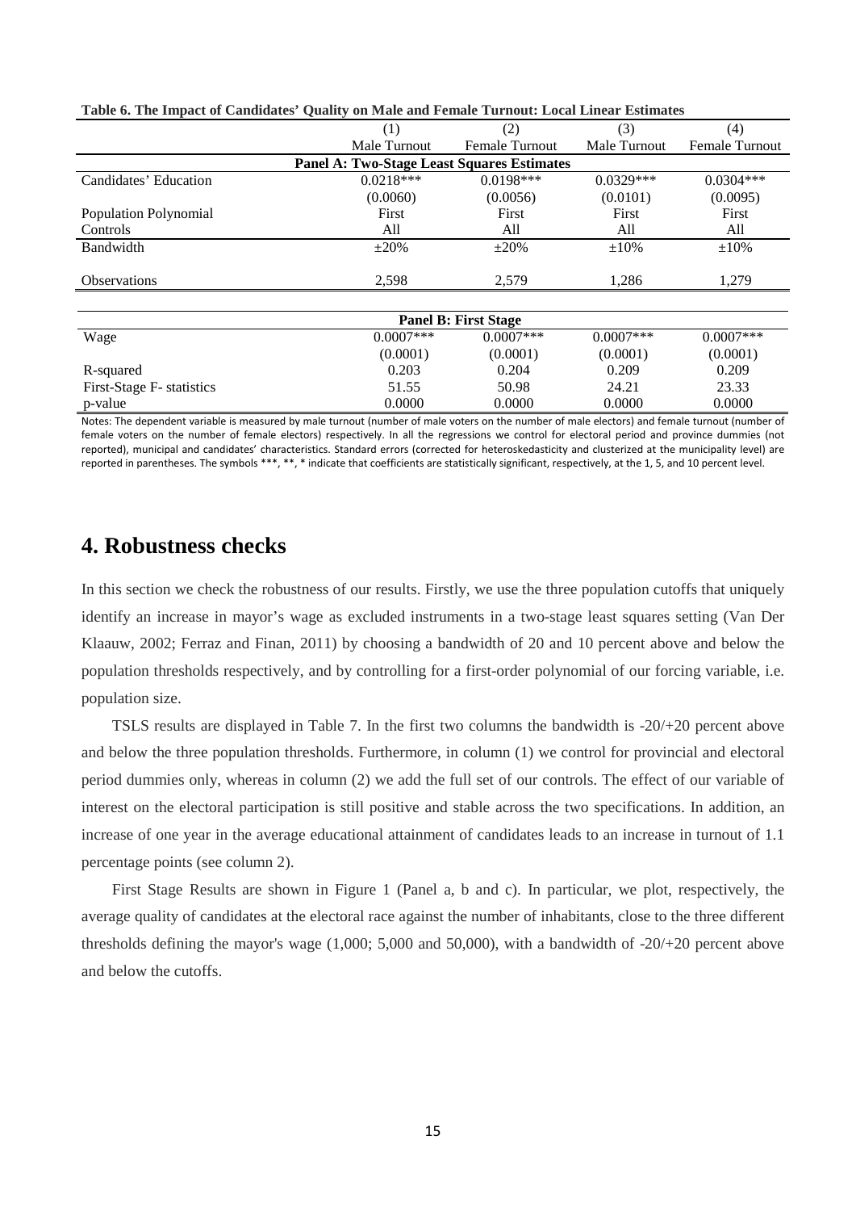**Table 6. The Impact of Candidates' Quality on Male and Female Turnout: Local Linear Estimates**

| | (1) | (2) | (3) | (4) |
|---|---|---|---|---|
| | Male Turnout | Female Turnout | Male Turnout | Female Turnout |
| **Panel A: Two-Stage Least Squares Estimates** | | | | |
| Candidates' Education | 0.0218*** | 0.0198*** | 0.0329*** | 0.0304*** |
| | (0.0060) | (0.0056) | (0.0101) | (0.0095) |
| Population Polynomial | First | First | First | First |
| Controls | All | All | All | All |
| Bandwidth | ±20% | ±20% | ±10% | ±10% |
| Observations | 2,598 | 2,579 | 1,286 | 1,279 |
| **Panel B: First Stage** | | | | |
| Wage | 0.0007*** | 0.0007*** | 0.0007*** | 0.0007*** |
| | (0.0001) | (0.0001) | (0.0001) | (0.0001) |
| R-squared | 0.203 | 0.204 | 0.209 | 0.209 |
| First-Stage F- statistics | 51.55 | 50.98 | 24.21 | 23.33 |
| p-value | 0.0000 | 0.0000 | 0.0000 | 0.0000 |

Notes: The dependent variable is measured by male turnout (number of male voters on the number of male electors) and female turnout (number of female voters on the number of female electors) respectively. In all the regressions we control for electoral period and province dummies (not reported), municipal and candidates' characteristics. Standard errors (corrected for heteroskedasticity and clusterized at the municipality level) are reported in parentheses. The symbols ***, **, * indicate that coefficients are statistically significant, respectively, at the 1, 5, and 10 percent level.

# 4. Robustness checks

In this section we check the robustness of our results. Firstly, we use the three population cutoffs that uniquely identify an increase in mayor's wage as excluded instruments in a two-stage least squares setting (Van Der Klaauw, 2002; Ferraz and Finan, 2011) by choosing a bandwidth of 20 and 10 percent above and below the population thresholds respectively, and by controlling for a first-order polynomial of our forcing variable, i.e. population size.

TSLS results are displayed in Table 7. In the first two columns the bandwidth is -20/+20 percent above and below the three population thresholds. Furthermore, in column (1) we control for provincial and electoral period dummies only, whereas in column (2) we add the full set of our controls. The effect of our variable of interest on the electoral participation is still positive and stable across the two specifications. In addition, an increase of one year in the average educational attainment of candidates leads to an increase in turnout of 1.1 percentage points (see column 2).

First Stage Results are shown in Figure 1 (Panel a, b and c). In particular, we plot, respectively, the average quality of candidates at the electoral race against the number of inhabitants, close to the three different thresholds defining the mayor's wage (1,000; 5,000 and 50,000), with a bandwidth of -20/+20 percent above and below the cutoffs.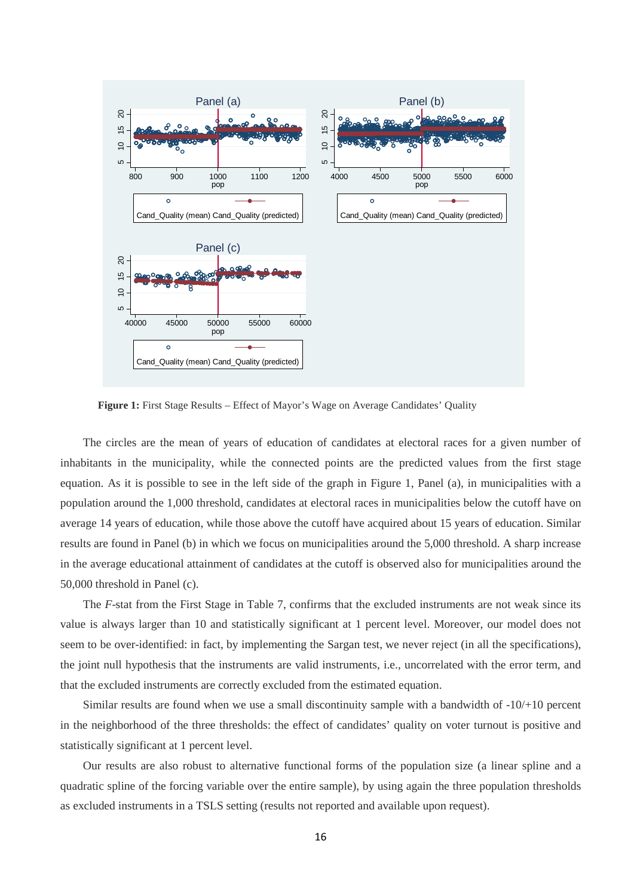**Figure 1:** First Stage Results – Effect of Mayor's Wage on Average Candidates' Quality

The circles are the mean of years of education of candidates at electoral races for a given number of inhabitants in the municipality, while the connected points are the predicted values from the first stage equation. As it is possible to see in the left side of the graph in Figure 1, Panel (a), in municipalities with a population around the 1,000 threshold, candidates at electoral races in municipalities below the cutoff have on average 14 years of education, while those above the cutoff have acquired about 15 years of education. Similar results are found in Panel (b) in which we focus on municipalities around the 5,000 threshold. A sharp increase in the average educational attainment of candidates at the cutoff is observed also for municipalities around the 50,000 threshold in Panel (c).

The *F*-stat from the First Stage in Table 7, confirms that the excluded instruments are not weak since its value is always larger than 10 and statistically significant at 1 percent level. Moreover, our model does not seem to be over-identified: in fact, by implementing the Sargan test, we never reject (in all the specifications), the joint null hypothesis that the instruments are valid instruments, i.e., uncorrelated with the error term, and that the excluded instruments are correctly excluded from the estimated equation.

Similar results are found when we use a small discontinuity sample with a bandwidth of -10/+10 percent in the neighborhood of the three thresholds: the effect of candidates' quality on voter turnout is positive and statistically significant at 1 percent level.

Our results are also robust to alternative functional forms of the population size (a linear spline and a quadratic spline of the forcing variable over the entire sample), by using again the three population thresholds as excluded instruments in a TSLS setting (results not reported and available upon request).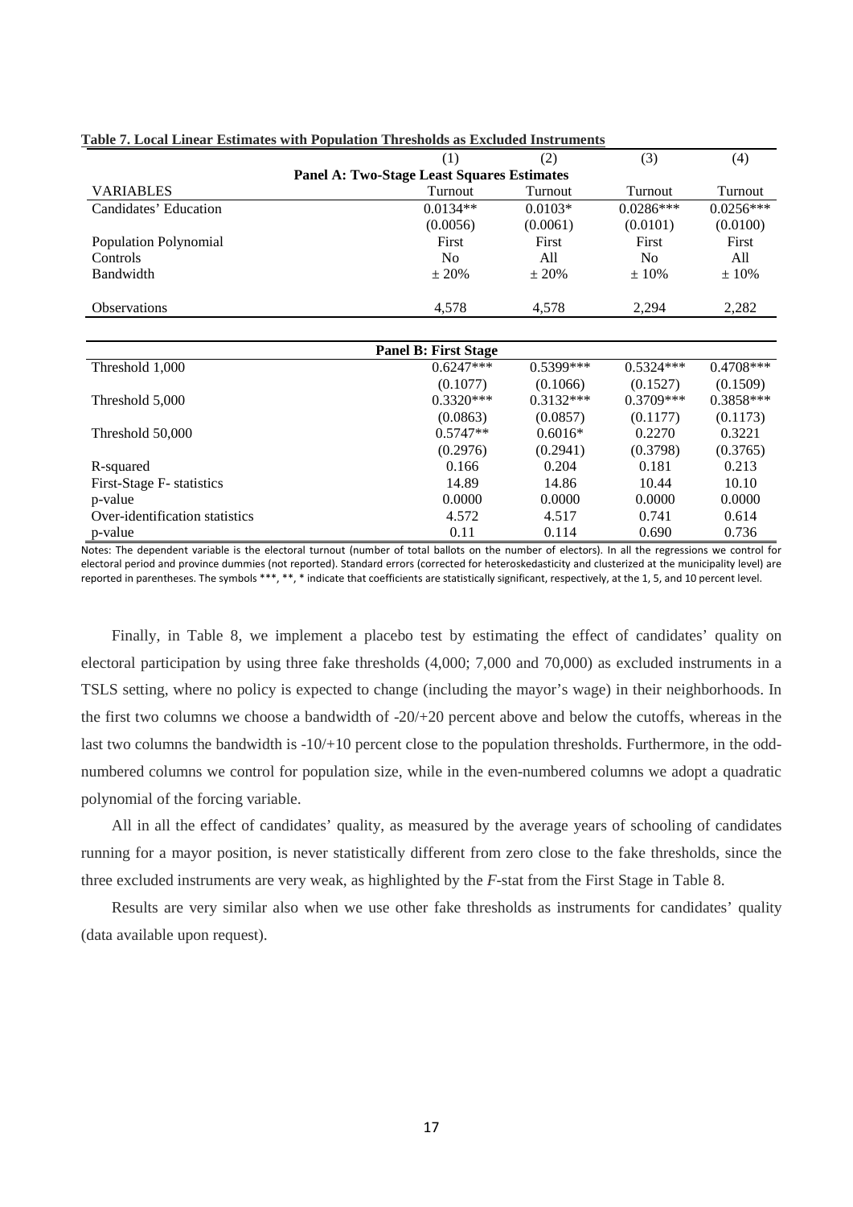**Table 7. Local Linear Estimates with Population Thresholds as Excluded Instruments**

| | (1) | (2) | (3) | (4) |
|---|---|---|---|---|
| **Panel A: Two-Stage Least Squares Estimates** | | | | |
| VARIABLES | Turnout | Turnout | Turnout | Turnout |
| Candidates' Education | 0.0134** | 0.0103* | 0.0286*** | 0.0256*** |
| | (0.0056) | (0.0061) | (0.0101) | (0.0100) |
| Population Polynomial | First | First | First | First |
| Controls | No | All | No | All |
| Bandwidth | ± 20% | ± 20% | ± 10% | ± 10% |
| Observations | 4,578 | 4,578 | 2,294 | 2,282 |
| **Panel B: First Stage** | | | | |
| Threshold 1,000 | 0.6247*** | 0.5399*** | 0.5324*** | 0.4708*** |
| | (0.1077) | (0.1066) | (0.1527) | (0.1509) |
| Threshold 5,000 | 0.3320*** | 0.3132*** | 0.3709*** | 0.3858*** |
| | (0.0863) | (0.0857) | (0.1177) | (0.1173) |
| Threshold 50,000 | 0.5747** | 0.6016* | 0.2270 | 0.3221 |
| | (0.2976) | (0.2941) | (0.3798) | (0.3765) |
| R-squared | 0.166 | 0.204 | 0.181 | 0.213 |
| First-Stage F- statistics | 14.89 | 14.86 | 10.44 | 10.10 |
| p-value | 0.0000 | 0.0000 | 0.0000 | 0.0000 |
| Over-identification statistics | 4.572 | 4.517 | 0.741 | 0.614 |
| p-value | 0.11 | 0.114 | 0.690 | 0.736 |

Notes: The dependent variable is the electoral turnout (number of total ballots on the number of electors). In all the regressions we control for electoral period and province dummies (not reported). Standard errors (corrected for heteroskedasticity and clusterized at the municipality level) are reported in parentheses. The symbols ***, **, * indicate that coefficients are statistically significant, respectively, at the 1, 5, and 10 percent level.

Finally, in Table 8, we implement a placebo test by estimating the effect of candidates' quality on electoral participation by using three fake thresholds (4,000; 7,000 and 70,000) as excluded instruments in a TSLS setting, where no policy is expected to change (including the mayor's wage) in their neighborhoods. In the first two columns we choose a bandwidth of -20/+20 percent above and below the cutoffs, whereas in the last two columns the bandwidth is -10/+10 percent close to the population thresholds. Furthermore, in the odd-numbered columns we control for population size, while in the even-numbered columns we adopt a quadratic polynomial of the forcing variable.

All in all the effect of candidates' quality, as measured by the average years of schooling of candidates running for a mayor position, is never statistically different from zero close to the fake thresholds, since the three excluded instruments are very weak, as highlighted by the *F*-stat from the First Stage in Table 8.

Results are very similar also when we use other fake thresholds as instruments for candidates' quality (data available upon request).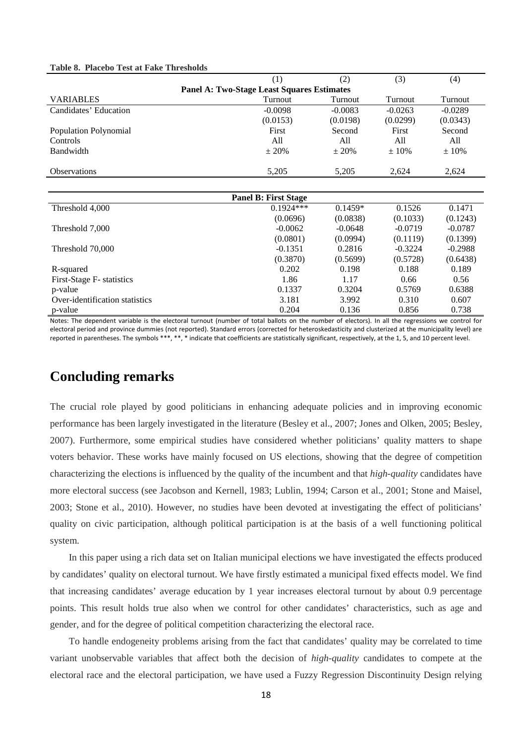**Table 8. Placebo Test at Fake Thresholds**

| | (1) | (2) | (3) | (4) |
|---|---|---|---|---|
| **Panel A: Two-Stage Least Squares Estimates** | | | | |
| VARIABLES | Turnout | Turnout | Turnout | Turnout |
| Candidates' Education | -0.0098 | -0.0083 | -0.0263 | -0.0289 |
| | (0.0153) | (0.0198) | (0.0299) | (0.0343) |
| Population Polynomial | First | Second | First | Second |
| Controls | All | All | All | All |
| Bandwidth | ± 20% | ± 20% | ± 10% | ± 10% |
| Observations | 5,205 | 5,205 | 2,624 | 2,624 |
| **Panel B: First Stage** | | | | |
| Threshold 4,000 | 0.1924*** | 0.1459* | 0.1526 | 0.1471 |
| | (0.0696) | (0.0838) | (0.1033) | (0.1243) |
| Threshold 7,000 | -0.0062 | -0.0648 | -0.0719 | -0.0787 |
| | (0.0801) | (0.0994) | (0.1119) | (0.1399) |
| Threshold 70,000 | -0.1351 | 0.2816 | -0.3224 | -0.2988 |
| | (0.3870) | (0.5699) | (0.5728) | (0.6438) |
| R-squared | 0.202 | 0.198 | 0.188 | 0.189 |
| First-Stage F- statistics | 1.86 | 1.17 | 0.66 | 0.56 |
| p-value | 0.1337 | 0.3204 | 0.5769 | 0.6388 |
| Over-identification statistics | 3.181 | 3.992 | 0.310 | 0.607 |
| p-value | 0.204 | 0.136 | 0.856 | 0.738 |

Notes: The dependent variable is the electoral turnout (number of total ballots on the number of electors). In all the regressions we control for electoral period and province dummies (not reported). Standard errors (corrected for heteroskedasticity and clusterized at the municipality level) are reported in parentheses. The symbols ***, **, * indicate that coefficients are statistically significant, respectively, at the 1, 5, and 10 percent level.

# Concluding remarks

The crucial role played by good politicians in enhancing adequate policies and in improving economic performance has been largely investigated in the literature (Besley et al., 2007; Jones and Olken, 2005; Besley, 2007). Furthermore, some empirical studies have considered whether politicians' quality matters to shape voters behavior. These works have mainly focused on US elections, showing that the degree of competition characterizing the elections is influenced by the quality of the incumbent and that *high-quality* candidates have more electoral success (see Jacobson and Kernell, 1983; Lublin, 1994; Carson et al., 2001; Stone and Maisel, 2003; Stone et al., 2010). However, no studies have been devoted at investigating the effect of politicians' quality on civic participation, although political participation is at the basis of a well functioning political system.

In this paper using a rich data set on Italian municipal elections we have investigated the effects produced by candidates' quality on electoral turnout. We have firstly estimated a municipal fixed effects model. We find that increasing candidates' average education by 1 year increases electoral turnout by about 0.9 percentage points. This result holds true also when we control for other candidates' characteristics, such as age and gender, and for the degree of political competition characterizing the electoral race.

To handle endogeneity problems arising from the fact that candidates' quality may be correlated to time variant unobservable variables that affect both the decision of *high-quality* candidates to compete at the electoral race and the electoral participation, we have used a Fuzzy Regression Discontinuity Design relying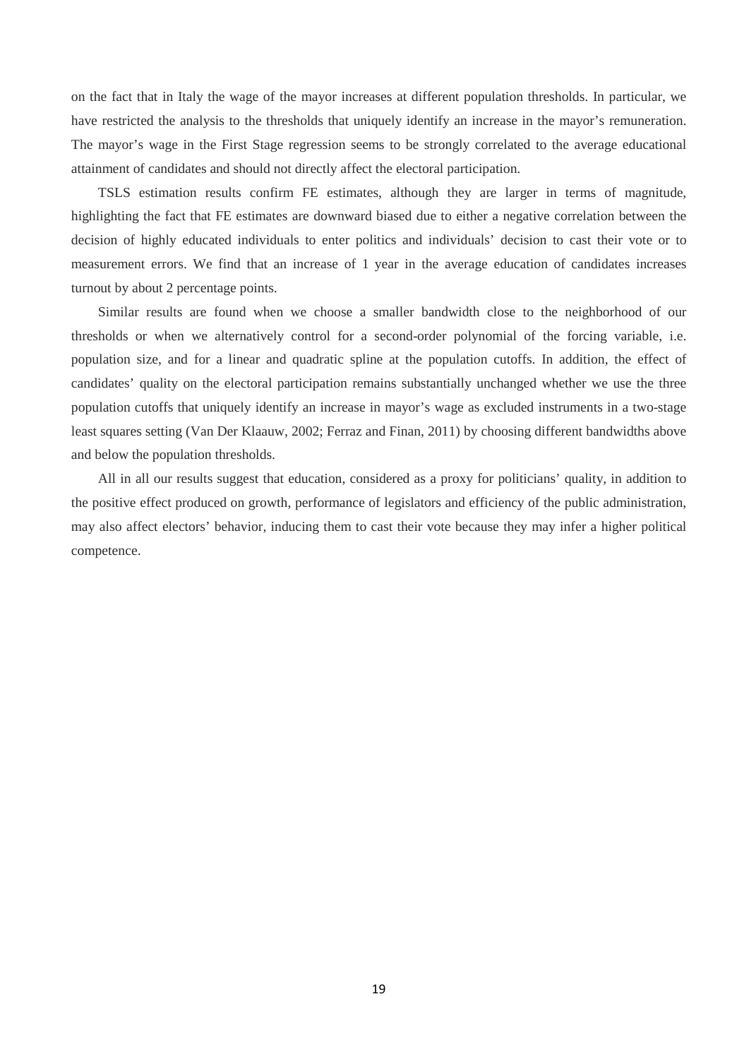on the fact that in Italy the wage of the mayor increases at different population thresholds. In particular, we have restricted the analysis to the thresholds that uniquely identify an increase in the mayor's remuneration. The mayor's wage in the First Stage regression seems to be strongly correlated to the average educational attainment of candidates and should not directly affect the electoral participation.

TSLS estimation results confirm FE estimates, although they are larger in terms of magnitude, highlighting the fact that FE estimates are downward biased due to either a negative correlation between the decision of highly educated individuals to enter politics and individuals' decision to cast their vote or to measurement errors. We find that an increase of 1 year in the average education of candidates increases turnout by about 2 percentage points.

Similar results are found when we choose a smaller bandwidth close to the neighborhood of our thresholds or when we alternatively control for a second-order polynomial of the forcing variable, i.e. population size, and for a linear and quadratic spline at the population cutoffs. In addition, the effect of candidates' quality on the electoral participation remains substantially unchanged whether we use the three population cutoffs that uniquely identify an increase in mayor's wage as excluded instruments in a two-stage least squares setting (Van Der Klaauw, 2002; Ferraz and Finan, 2011) by choosing different bandwidths above and below the population thresholds.

All in all our results suggest that education, considered as a proxy for politicians' quality, in addition to the positive effect produced on growth, performance of legislators and efficiency of the public administration, may also affect electors' behavior, inducing them to cast their vote because they may infer a higher political competence.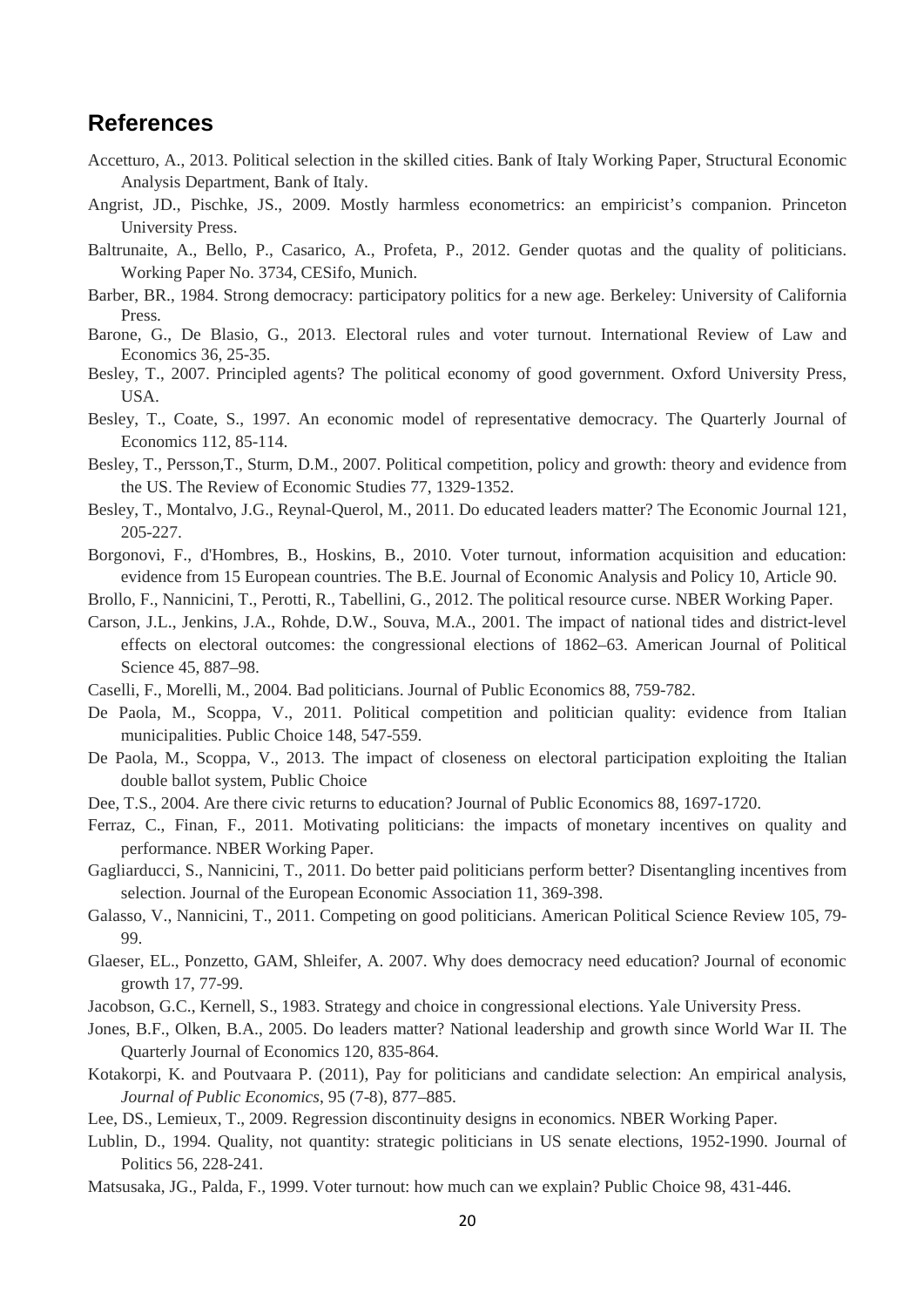## References

Accetturo, A., 2013. Political selection in the skilled cities. Bank of Italy Working Paper, Structural Economic Analysis Department, Bank of Italy.

Angrist, JD., Pischke, JS., 2009. Mostly harmless econometrics: an empiricist's companion. Princeton University Press.

Baltrunaite, A., Bello, P., Casarico, A., Profeta, P., 2012. Gender quotas and the quality of politicians. Working Paper No. 3734, CESifo, Munich.

Barber, BR., 1984. Strong democracy: participatory politics for a new age. Berkeley: University of California Press.

Barone, G., De Blasio, G., 2013. Electoral rules and voter turnout. International Review of Law and Economics 36, 25-35.

Besley, T., 2007. Principled agents? The political economy of good government. Oxford University Press, USA.

Besley, T., Coate, S., 1997. An economic model of representative democracy. The Quarterly Journal of Economics 112, 85-114.

Besley, T., Persson,T., Sturm, D.M., 2007. Political competition, policy and growth: theory and evidence from the US. The Review of Economic Studies 77, 1329-1352.

Besley, T., Montalvo, J.G., Reynal-Querol, M., 2011. Do educated leaders matter? The Economic Journal 121, 205-227.

Borgonovi, F., d'Hombres, B., Hoskins, B., 2010. Voter turnout, information acquisition and education: evidence from 15 European countries. The B.E. Journal of Economic Analysis and Policy 10, Article 90.

Brollo, F., Nannicini, T., Perotti, R., Tabellini, G., 2012. The political resource curse. NBER Working Paper.

Carson, J.L., Jenkins, J.A., Rohde, D.W., Souva, M.A., 2001. The impact of national tides and district-level effects on electoral outcomes: the congressional elections of 1862–63. American Journal of Political Science 45, 887–98.

Caselli, F., Morelli, M., 2004. Bad politicians. Journal of Public Economics 88, 759-782.

De Paola, M., Scoppa, V., 2011. Political competition and politician quality: evidence from Italian municipalities. Public Choice 148, 547-559.

De Paola, M., Scoppa, V., 2013. The impact of closeness on electoral participation exploiting the Italian double ballot system, Public Choice

Dee, T.S., 2004. Are there civic returns to education? Journal of Public Economics 88, 1697-1720.

Ferraz, C., Finan, F., 2011. Motivating politicians: the impacts of monetary incentives on quality and performance. NBER Working Paper.

Gagliarducci, S., Nannicini, T., 2011. Do better paid politicians perform better? Disentangling incentives from selection. Journal of the European Economic Association 11, 369-398.

Galasso, V., Nannicini, T., 2011. Competing on good politicians. American Political Science Review 105, 79-99.

Glaeser, EL., Ponzetto, GAM, Shleifer, A. 2007. Why does democracy need education? Journal of economic growth 17, 77-99.

Jacobson, G.C., Kernell, S., 1983. Strategy and choice in congressional elections. Yale University Press.

Jones, B.F., Olken, B.A., 2005. Do leaders matter? National leadership and growth since World War II. The Quarterly Journal of Economics 120, 835-864.

Kotakorpi, K. and Poutvaara P. (2011), Pay for politicians and candidate selection: An empirical analysis, *Journal of Public Economics*, 95 (7-8), 877–885.

Lee, DS., Lemieux, T., 2009. Regression discontinuity designs in economics. NBER Working Paper.

Lublin, D., 1994. Quality, not quantity: strategic politicians in US senate elections, 1952-1990. Journal of Politics 56, 228-241.

Matsusaka, JG., Palda, F., 1999. Voter turnout: how much can we explain? Public Choice 98, 431-446.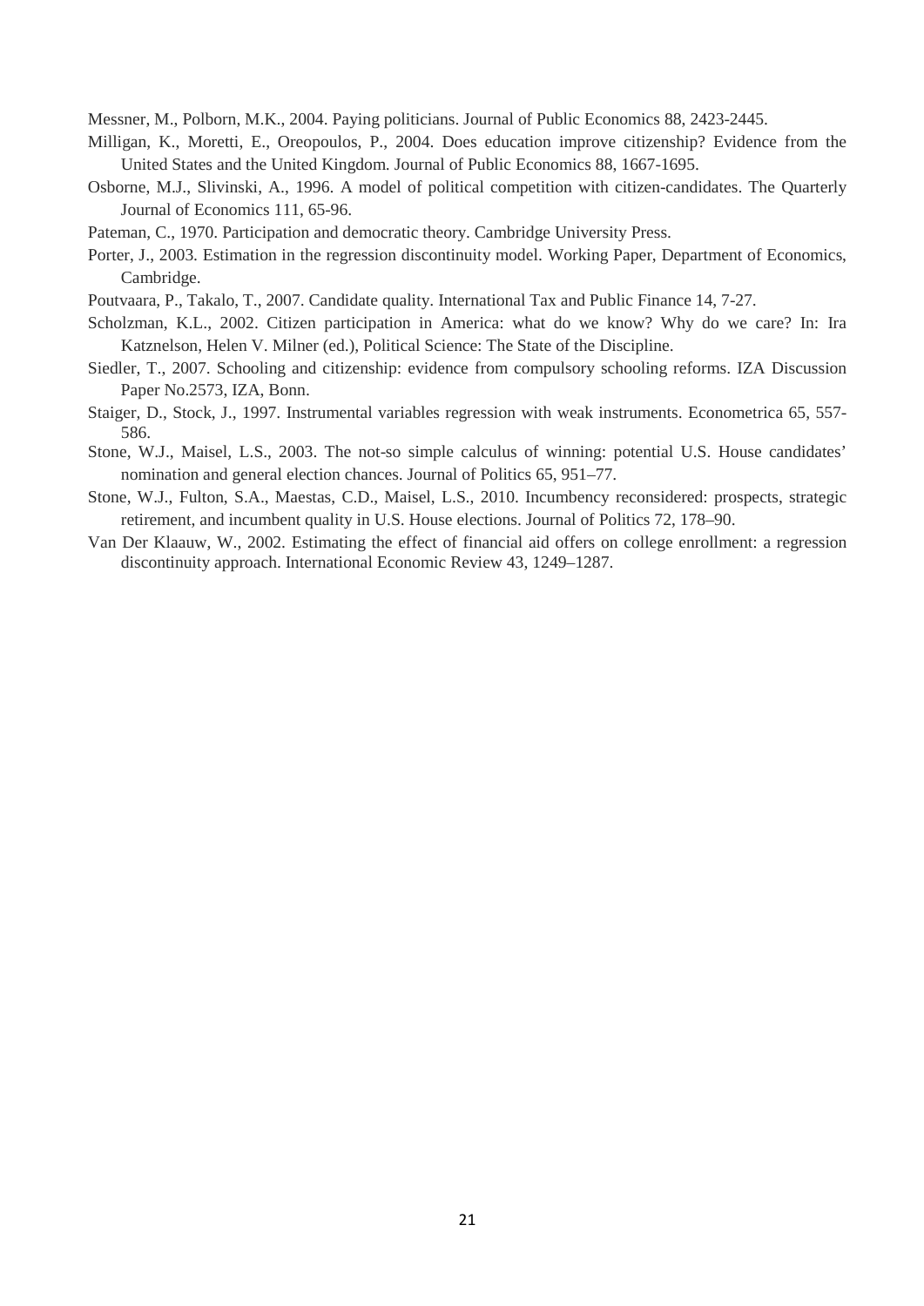Messner, M., Polborn, M.K., 2004. Paying politicians. Journal of Public Economics 88, 2423-2445.

Milligan, K., Moretti, E., Oreopoulos, P., 2004. Does education improve citizenship? Evidence from the United States and the United Kingdom. Journal of Public Economics 88, 1667-1695.

Osborne, M.J., Slivinski, A., 1996. A model of political competition with citizen-candidates. The Quarterly Journal of Economics 111, 65-96.

Pateman, C., 1970. Participation and democratic theory. Cambridge University Press.

Porter, J., 2003. Estimation in the regression discontinuity model. Working Paper, Department of Economics, Cambridge.

Poutvaara, P., Takalo, T., 2007. Candidate quality. International Tax and Public Finance 14, 7-27.

Scholzman, K.L., 2002. Citizen participation in America: what do we know? Why do we care? In: Ira Katznelson, Helen V. Milner (ed.), Political Science: The State of the Discipline.

Siedler, T., 2007. Schooling and citizenship: evidence from compulsory schooling reforms. IZA Discussion Paper No.2573, IZA, Bonn.

Staiger, D., Stock, J., 1997. Instrumental variables regression with weak instruments. Econometrica 65, 557-586.

Stone, W.J., Maisel, L.S., 2003. The not-so simple calculus of winning: potential U.S. House candidates' nomination and general election chances. Journal of Politics 65, 951–77.

Stone, W.J., Fulton, S.A., Maestas, C.D., Maisel, L.S., 2010. Incumbency reconsidered: prospects, strategic retirement, and incumbent quality in U.S. House elections. Journal of Politics 72, 178–90.

Van Der Klaauw, W., 2002. Estimating the effect of financial aid offers on college enrollment: a regression discontinuity approach. International Economic Review 43, 1249–1287.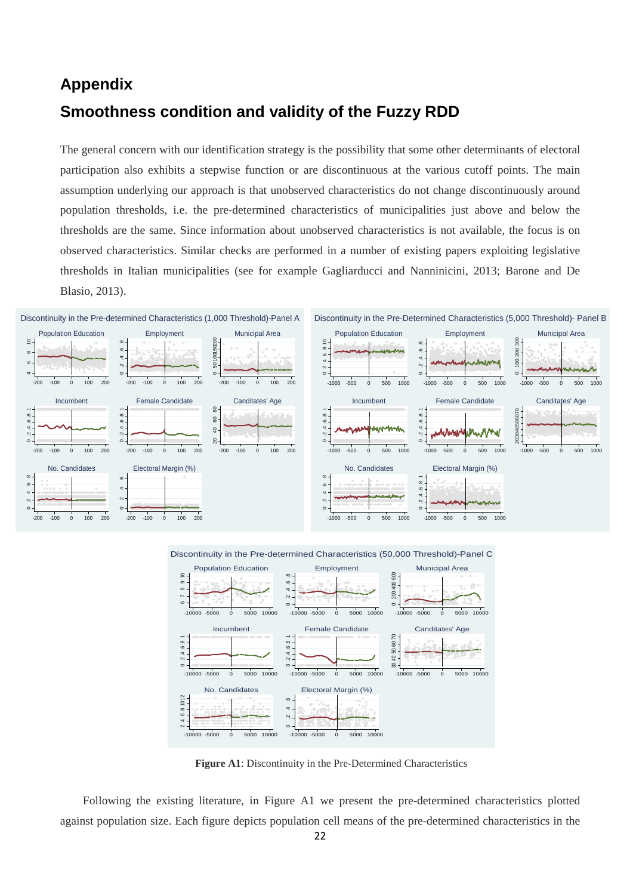# Appendix

## Smoothness condition and validity of the Fuzzy RDD

The general concern with our identification strategy is the possibility that some other determinants of electoral participation also exhibits a stepwise function or are discontinuous at the various cutoff points. The main assumption underlying our approach is that unobserved characteristics do not change discontinuously around population thresholds, i.e. the pre-determined characteristics of municipalities just above and below the thresholds are the same. Since information about unobserved characteristics is not available, the focus is on observed characteristics. Similar checks are performed in a number of existing papers exploiting legislative thresholds in Italian municipalities (see for example Gagliarducci and Nanninicini, 2013; Barone and De Blasio, 2013).

**Figure A1**: Discontinuity in the Pre-Determined Characteristics

Following the existing literature, in Figure A1 we present the pre-determined characteristics plotted against population size. Each figure depicts population cell means of the pre-determined characteristics in the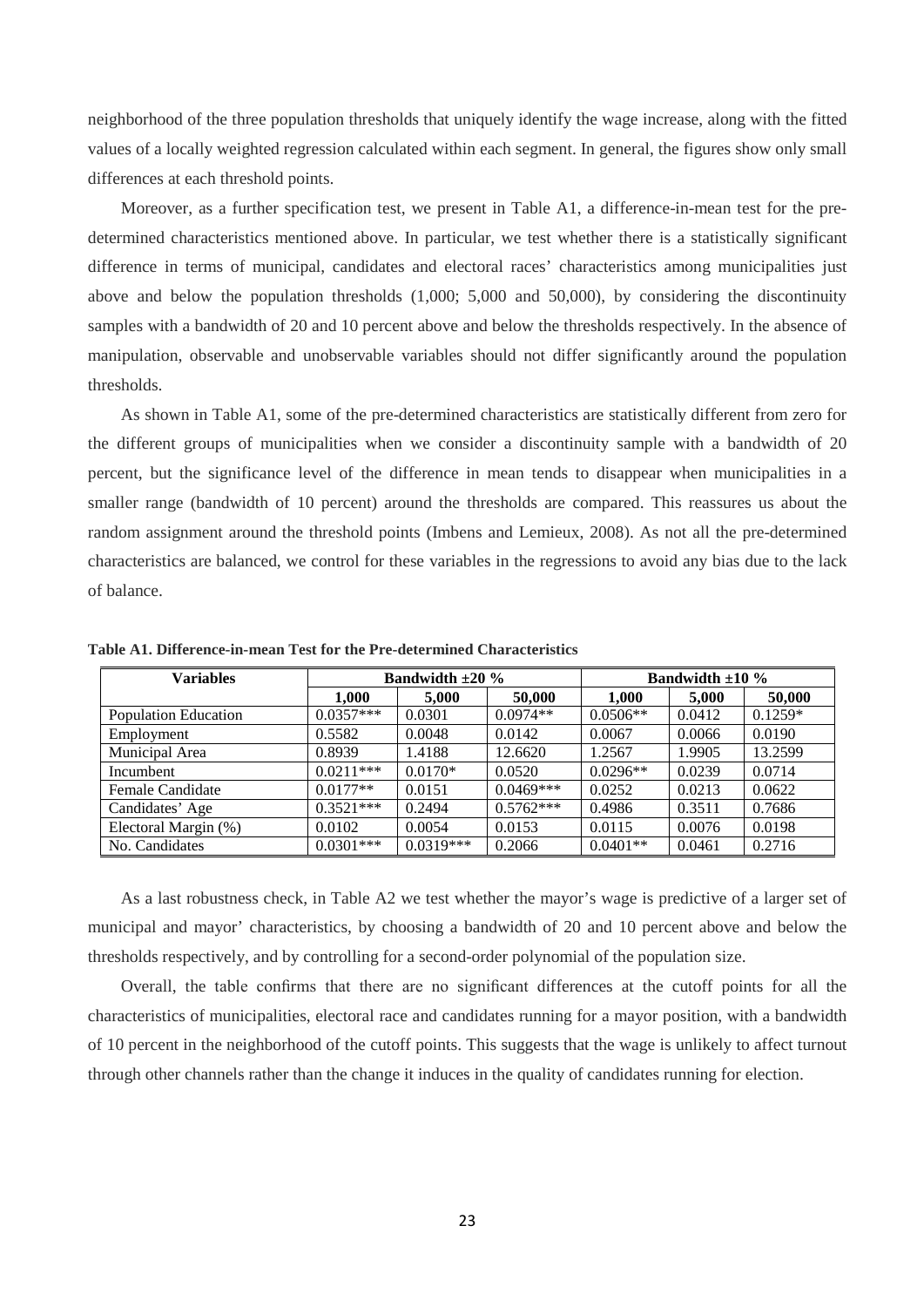neighborhood of the three population thresholds that uniquely identify the wage increase, along with the fitted values of a locally weighted regression calculated within each segment. In general, the figures show only small differences at each threshold points.

Moreover, as a further specification test, we present in Table A1, a difference-in-mean test for the pre-determined characteristics mentioned above. In particular, we test whether there is a statistically significant difference in terms of municipal, candidates and electoral races' characteristics among municipalities just above and below the population thresholds (1,000; 5,000 and 50,000), by considering the discontinuity samples with a bandwidth of 20 and 10 percent above and below the thresholds respectively. In the absence of manipulation, observable and unobservable variables should not differ significantly around the population thresholds.

As shown in Table A1, some of the pre-determined characteristics are statistically different from zero for the different groups of municipalities when we consider a discontinuity sample with a bandwidth of 20 percent, but the significance level of the difference in mean tends to disappear when municipalities in a smaller range (bandwidth of 10 percent) around the thresholds are compared. This reassures us about the random assignment around the threshold points (Imbens and Lemieux, 2008). As not all the pre-determined characteristics are balanced, we control for these variables in the regressions to avoid any bias due to the lack of balance.

**Table A1. Difference-in-mean Test for the Pre-determined Characteristics**

| Variables | Bandwidth ±20 % | | | Bandwidth ±10 % | | |
|---|---|---|---|---|---|---|
| | 1,000 | 5,000 | 50,000 | 1,000 | 5,000 | 50,000 |
| Population Education | 0.0357*** | 0.0301 | 0.0974** | 0.0506** | 0.0412 | 0.1259* |
| Employment | 0.5582 | 0.0048 | 0.0142 | 0.0067 | 0.0066 | 0.0190 |
| Municipal Area | 0.8939 | 1.4188 | 12.6620 | 1.2567 | 1.9905 | 13.2599 |
| Incumbent | 0.0211*** | 0.0170* | 0.0520 | 0.0296** | 0.0239 | 0.0714 |
| Female Candidate | 0.0177** | 0.0151 | 0.0469*** | 0.0252 | 0.0213 | 0.0622 |
| Candidates' Age | 0.3521*** | 0.2494 | 0.5762*** | 0.4986 | 0.3511 | 0.7686 |
| Electoral Margin (%) | 0.0102 | 0.0054 | 0.0153 | 0.0115 | 0.0076 | 0.0198 |
| No. Candidates | 0.0301*** | 0.0319*** | 0.2066 | 0.0401** | 0.0461 | 0.2716 |

As a last robustness check, in Table A2 we test whether the mayor's wage is predictive of a larger set of municipal and mayor' characteristics, by choosing a bandwidth of 20 and 10 percent above and below the thresholds respectively, and by controlling for a second-order polynomial of the population size.

Overall, the table confirms that there are no significant differences at the cutoff points for all the characteristics of municipalities, electoral race and candidates running for a mayor position, with a bandwidth of 10 percent in the neighborhood of the cutoff points. This suggests that the wage is unlikely to affect turnout through other channels rather than the change it induces in the quality of candidates running for election.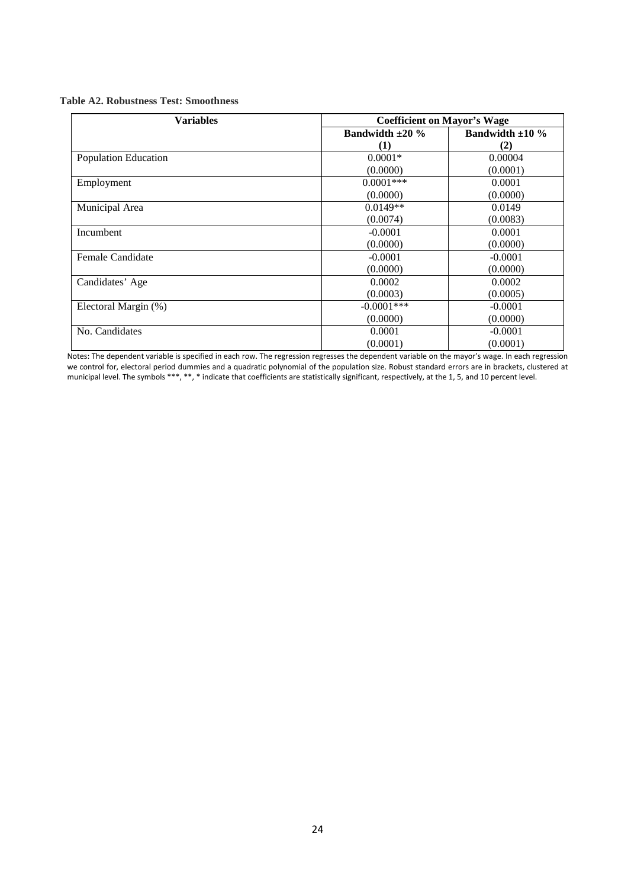**Table A2. Robustness Test: Smoothness**

| Variables | Coefficient on Mayor's Wage | |
|---|---|---|
| | Bandwidth ±20 % | Bandwidth ±10 % |
| | (1) | (2) |
| Population Education | 0.0001* | 0.00004 |
| | (0.0000) | (0.0001) |
| Employment | 0.0001*** | 0.0001 |
| | (0.0000) | (0.0000) |
| Municipal Area | 0.0149** | 0.0149 |
| | (0.0074) | (0.0083) |
| Incumbent | -0.0001 | 0.0001 |
| | (0.0000) | (0.0000) |
| Female Candidate | -0.0001 | -0.0001 |
| | (0.0000) | (0.0000) |
| Candidates' Age | 0.0002 | 0.0002 |
| | (0.0003) | (0.0005) |
| Electoral Margin (%) | -0.0001*** | -0.0001 |
| | (0.0000) | (0.0000) |
| No. Candidates | 0.0001 | -0.0001 |
| | (0.0001) | (0.0001) |

Notes: The dependent variable is specified in each row. The regression regresses the dependent variable on the mayor's wage. In each regression we control for, electoral period dummies and a quadratic polynomial of the population size. Robust standard errors are in brackets, clustered at municipal level. The symbols ***, **, * indicate that coefficients are statistically significant, respectively, at the 1, 5, and 10 percent level.